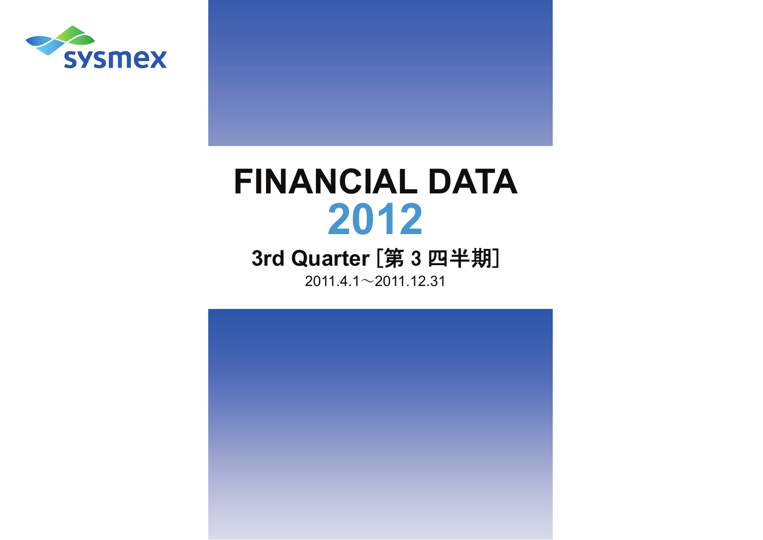sysmex

# FINANCIAL DATA

# 2012

## 3rd Quarter [第 3 四半期]

2011.4.1～2011.12.31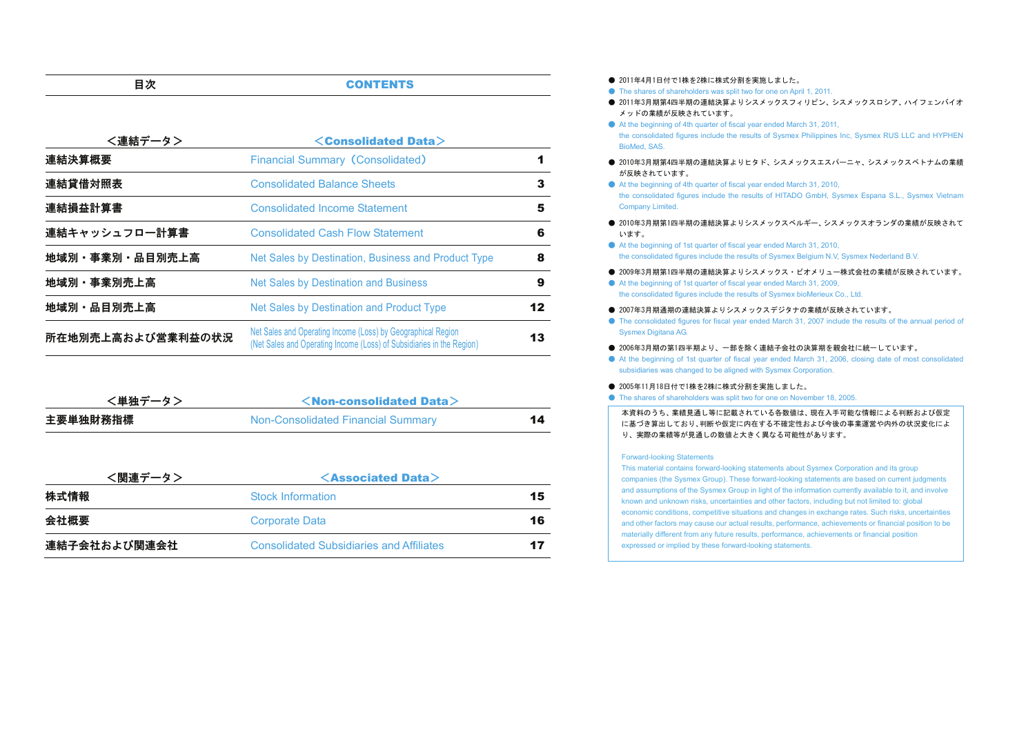## 目次 / CONTENTS

| ＜連結データ＞ | ＜Consolidated Data＞ | |
|---|---|---|
| 連結決算概要 | Financial Summary（Consolidated） | 1 |
| 連結貸借対照表 | Consolidated Balance Sheets | 3 |
| 連結損益計算書 | Consolidated Income Statement | 5 |
| 連結キャッシュフロー計算書 | Consolidated Cash Flow Statement | 6 |
| 地域別・事業別・品目別売上高 | Net Sales by Destination, Business and Product Type | 8 |
| 地域別・事業別売上高 | Net Sales by Destination and Business | 9 |
| 地域別・品目別売上高 | Net Sales by Destination and Product Type | 12 |
| 所在地別売上高および営業利益の状況 | Net Sales and Operating Income (Loss) by Geographical Region (Net Sales and Operating Income (Loss) of Subsidiaries in the Region) | 13 |

| ＜単独データ＞ | ＜Non-consolidated Data＞ | |
|---|---|---|
| 主要単独財務指標 | Non-Consolidated Financial Summary | 14 |

| ＜関連データ＞ | ＜Associated Data＞ | |
|---|---|---|
| 株式情報 | Stock Information | 15 |
| 会社概要 | Corporate Data | 16 |
| 連結子会社および関連会社 | Consolidated Subsidiaries and Affiliates | 17 |

- 2011年4月1日付で1株を2株に株式分割を実施しました。
- The shares of shareholders was split two for one on April 1, 2011.
- 2011年3月期第4四半期の連結決算よりシスメックスフィリピン、シスメックスロシア、ハイフェンバイオメッドの業績が反映されています。
- At the beginning of 4th quarter of fiscal year ended March 31, 2011, the consolidated figures include the results of Sysmex Philippines Inc, Sysmex RUS LLC and HYPHEN BioMed, SAS.
- 2010年3月期第4四半期の連結決算よりヒタド、シスメックスエスパーニャ、シスメックスベトナムの業績が反映されています。
- At the beginning of 4th quarter of fiscal year ended March 31, 2010, the consolidated figures include the results of HITADO GmbH, Sysmex Espana S.L., Sysmex Vietnam Company Limited.
- 2010年3月期第1四半期の連結決算よりシスメックスベルギー、シスメックスオランダの業績が反映されています。
- At the beginning of 1st quarter of fiscal year ended March 31, 2010, the consolidated figures include the results of Sysmex Belgium N.V, Sysmex Nederland B.V.
- 2009年3月期第1四半期の連結決算よりシスメックス・ビオメリュー株式会社の業績が反映されています。
- At the beginning of 1st quarter of fiscal year ended March 31, 2009, the consolidated figures include the results of Sysmex bioMerieux Co., Ltd.
- 2007年3月期通期の連結決算よりシスメックスデジタナの業績が反映されています。
- The consolidated figures for fiscal year ended March 31, 2007 include the results of the annual period of Sysmex Digitana AG.
- 2006年3月期の第1四半期より、一部を除く連結子会社の決算期を親会社に統一しています。
- At the beginning of 1st quarter of fiscal year ended March 31, 2006, closing date of most consolidated subsidiaries was changed to be aligned with Sysmex Corporation.
- 2005年11月18日付で1株を2株に株式分割を実施しました。
- The shares of shareholders was split two for one on November 18, 2005.

本資料のうち、業績見通し等に記載されている各数値は、現在入手可能な情報による判断および仮定に基づき算出しており、判断や仮定に内在する不確定性および今後の事業運営や内外の状況変化により、実際の業績等が見通しの数値と大きく異なる可能性があります。

Forward-looking Statements

This material contains forward-looking statements about Sysmex Corporation and its group companies (the Sysmex Group). These forward-looking statements are based on current judgments and assumptions of the Sysmex Group in light of the information currently available to it, and involve known and unknown risks, uncertainties and other factors, including but not limited to: global economic conditions, competitive situations and changes in exchange rates. Such risks, uncertainties and other factors may cause our actual results, performance, achievements or financial position to be materially different from any future results, performance, achievements or financial position expressed or implied by these forward-looking statements.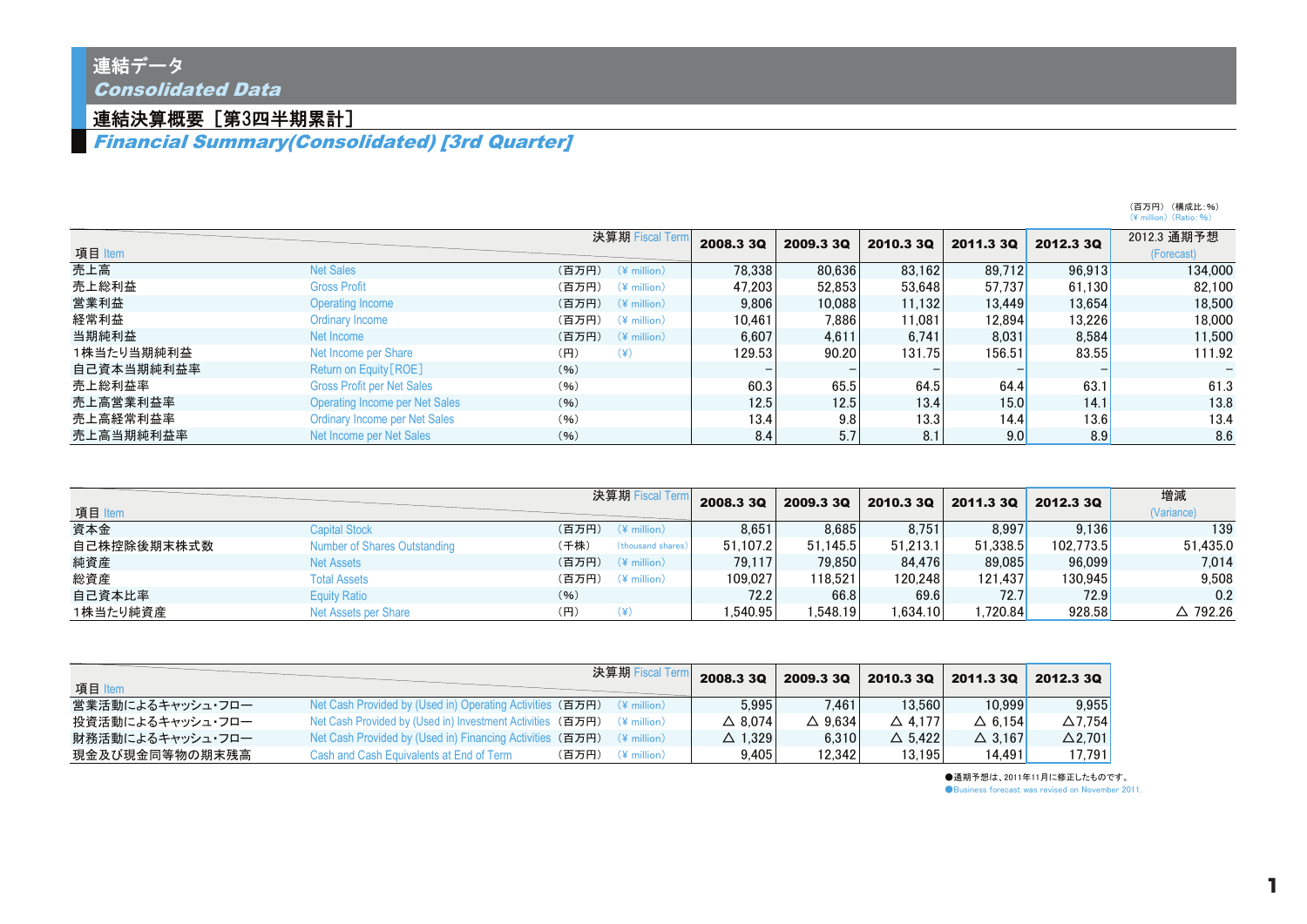# 連結データ
## *Consolidated Data*

### 連結決算概要［第3四半期累計］
### *Financial Summary(Consolidated) [3rd Quarter]*

（百万円）（構成比：%）
（¥ million）（Ratio：%）

| 項目 Item | | | 決算期 Fiscal Term | 2008.3 3Q | 2009.3 3Q | 2010.3 3Q | 2011.3 3Q | 2012.3 3Q | 2012.3 通期予想 (Forecast) |
|---|---|---|---|---|---|---|---|---|---|
| 売上高 | Net Sales | （百万円） | (¥ million) | 78,338 | 80,636 | 83,162 | 89,712 | 96,913 | 134,000 |
| 売上総利益 | Gross Profit | （百万円） | (¥ million) | 47,203 | 52,853 | 53,648 | 57,737 | 61,130 | 82,100 |
| 営業利益 | Operating Income | （百万円） | (¥ million) | 9,806 | 10,088 | 11,132 | 13,449 | 13,654 | 18,500 |
| 経常利益 | Ordinary Income | （百万円） | (¥ million) | 10,461 | 7,886 | 11,081 | 12,894 | 13,226 | 18,000 |
| 当期純利益 | Net Income | （百万円） | (¥ million) | 6,607 | 4,611 | 6,741 | 8,031 | 8,584 | 11,500 |
| 1株当たり当期純利益 | Net Income per Share | （円） | (¥) | 129.53 | 90.20 | 131.75 | 156.51 | 83.55 | 111.92 |
| 自己資本当期純利益率 | Return on Equity[ROE] | （%） | | – | – | – | – | – | – |
| 売上総利益率 | Gross Profit per Net Sales | （%） | | 60.3 | 65.5 | 64.5 | 64.4 | 63.1 | 61.3 |
| 売上高営業利益率 | Operating Income per Net Sales | （%） | | 12.5 | 12.5 | 13.4 | 15.0 | 14.1 | 13.8 |
| 売上高経常利益率 | Ordinary Income per Net Sales | （%） | | 13.4 | 9.8 | 13.3 | 14.4 | 13.6 | 13.4 |
| 売上高当期純利益率 | Net Income per Net Sales | （%） | | 8.4 | 5.7 | 8.1 | 9.0 | 8.9 | 8.6 |

| 項目 Item | | | 決算期 Fiscal Term | 2008.3 3Q | 2009.3 3Q | 2010.3 3Q | 2011.3 3Q | 2012.3 3Q | 増減 (Variance) |
|---|---|---|---|---|---|---|---|---|---|
| 資本金 | Capital Stock | （百万円） | (¥ million) | 8,651 | 8,685 | 8,751 | 8,997 | 9,136 | 139 |
| 自己株控除後期末株式数 | Number of Shares Outstanding | （千株） | (thousand shares) | 51,107.2 | 51,145.5 | 51,213.1 | 51,338.5 | 102,773.5 | 51,435.0 |
| 純資産 | Net Assets | （百万円） | (¥ million) | 79,117 | 79,850 | 84,476 | 89,085 | 96,099 | 7,014 |
| 総資産 | Total Assets | （百万円） | (¥ million) | 109,027 | 118,521 | 120,248 | 121,437 | 130,945 | 9,508 |
| 自己資本比率 | Equity Ratio | （%） | | 72.2 | 66.8 | 69.6 | 72.7 | 72.9 | 0.2 |
| 1株当たり純資産 | Net Assets per Share | （円） | (¥) | 1,540.95 | 1,548.19 | 1,634.10 | 1,720.84 | 928.58 | △ 792.26 |

| 項目 Item | | | 決算期 Fiscal Term | 2008.3 3Q | 2009.3 3Q | 2010.3 3Q | 2011.3 3Q | 2012.3 3Q |
|---|---|---|---|---|---|---|---|---|
| 営業活動によるキャッシュ・フロー | Net Cash Provided by (Used in) Operating Activities | （百万円） | (¥ million) | 5,995 | 7,461 | 13,560 | 10,999 | 9,955 |
| 投資活動によるキャッシュ・フロー | Net Cash Provided by (Used in) Investment Activities | （百万円） | (¥ million) | △ 8,074 | △ 9,634 | △ 4,177 | △ 6,154 | △7,754 |
| 財務活動によるキャッシュ・フロー | Net Cash Provided by (Used in) Financing Activities | （百万円） | (¥ million) | △ 1,329 | 6,310 | △ 5,422 | △ 3,167 | △2,701 |
| 現金及び現金同等物の期末残高 | Cash and Cash Equivalents at End of Term | （百万円） | (¥ million) | 9,405 | 12,342 | 13,195 | 14,491 | 17,791 |

●通期予想は、2011年11月に修正したものです。
●Business forecast was revised on November 2011.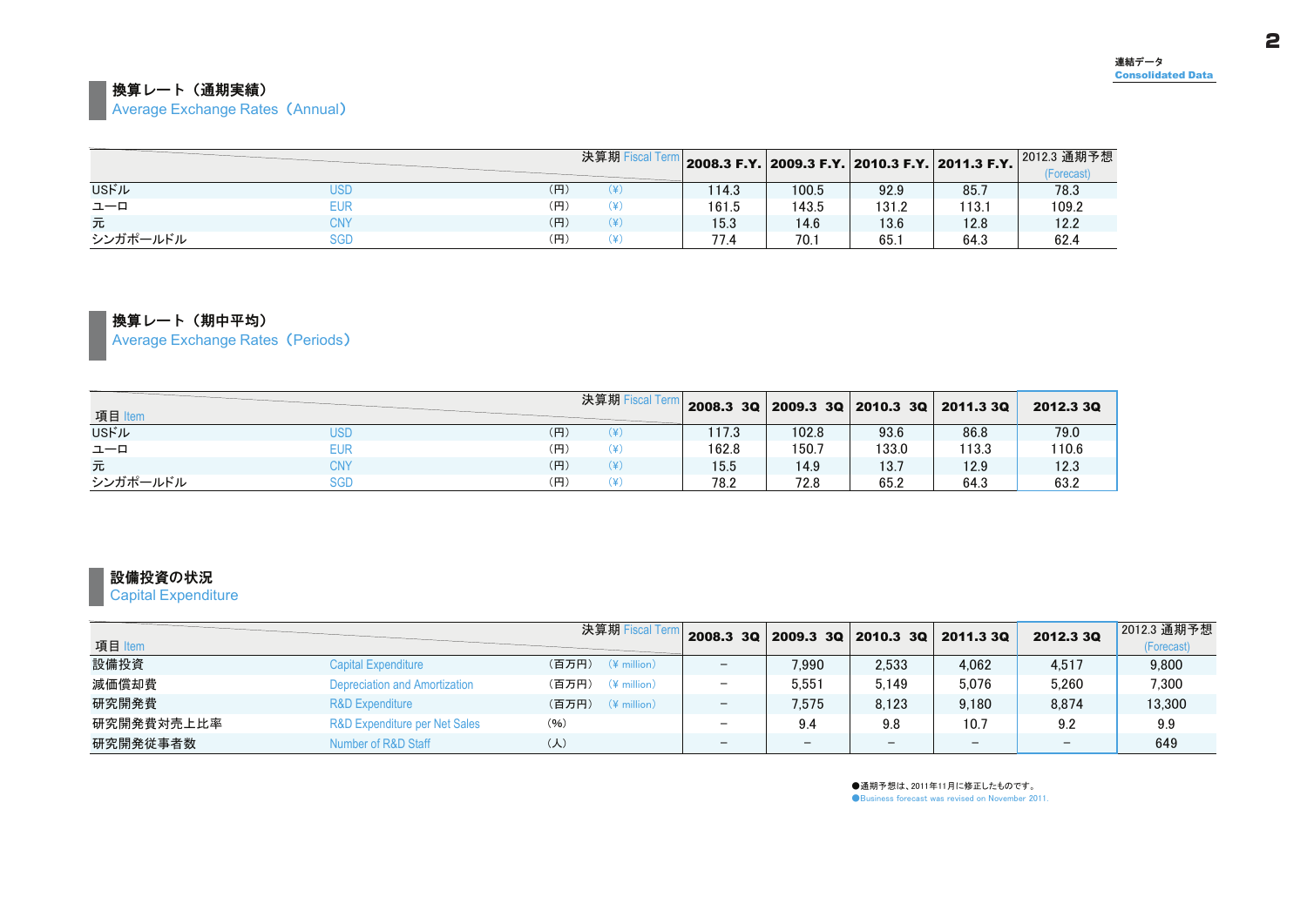## 換算レート（通期実績）
Average Exchange Rates（Annual）

| 決算期 Fiscal Term | | | | 2008.3 F.Y. | 2009.3 F.Y. | 2010.3 F.Y. | 2011.3 F.Y. | 2012.3 通期予想 (Forecast) |
|---|---|---|---|---|---|---|---|---|
| USドル | USD | （円） | （¥） | 114.3 | 100.5 | 92.9 | 85.7 | 78.3 |
| ユーロ | EUR | （円） | （¥） | 161.5 | 143.5 | 131.2 | 113.1 | 109.2 |
| 元 | CNY | （円） | （¥） | 15.3 | 14.6 | 13.6 | 12.8 | 12.2 |
| シンガポールドル | SGD | （円） | （¥） | 77.4 | 70.1 | 65.1 | 64.3 | 62.4 |

## 換算レート（期中平均）
Average Exchange Rates（Periods）

| 項目 Item | | 決算期 Fiscal Term | | 2008.3 3Q | 2009.3 3Q | 2010.3 3Q | 2011.3 3Q | 2012.3 3Q |
|---|---|---|---|---|---|---|---|---|
| USドル | USD | （円） | （¥） | 117.3 | 102.8 | 93.6 | 86.8 | 79.0 |
| ユーロ | EUR | （円） | （¥） | 162.8 | 150.7 | 133.0 | 113.3 | 110.6 |
| 元 | CNY | （円） | （¥） | 15.5 | 14.9 | 13.7 | 12.9 | 12.3 |
| シンガポールドル | SGD | （円） | （¥） | 78.2 | 72.8 | 65.2 | 64.3 | 63.2 |

## 設備投資の状況
Capital Expenditure

| 項目 Item | | 決算期 Fiscal Term | | 2008.3 3Q | 2009.3 3Q | 2010.3 3Q | 2011.3 3Q | 2012.3 3Q | 2012.3 通期予想 (Forecast) |
|---|---|---|---|---|---|---|---|---|---|
| 設備投資 | Capital Expenditure | （百万円） | （¥ million） | － | 7,990 | 2,533 | 4,062 | 4,517 | 9,800 |
| 減価償却費 | Depreciation and Amortization | （百万円） | （¥ million） | － | 5,551 | 5,149 | 5,076 | 5,260 | 7,300 |
| 研究開発費 | R&D Expenditure | （百万円） | （¥ million） | － | 7,575 | 8,123 | 9,180 | 8,874 | 13,300 |
| 研究開発費対売上比率 | R&D Expenditure per Net Sales | （%） | | － | 9.4 | 9.8 | 10.7 | 9.2 | 9.9 |
| 研究開発従事者数 | Number of R&D Staff | （人） | | － | － | － | － | － | 649 |

●通期予想は、2011年11月に修正したものです。
●Business forecast was revised on November 2011.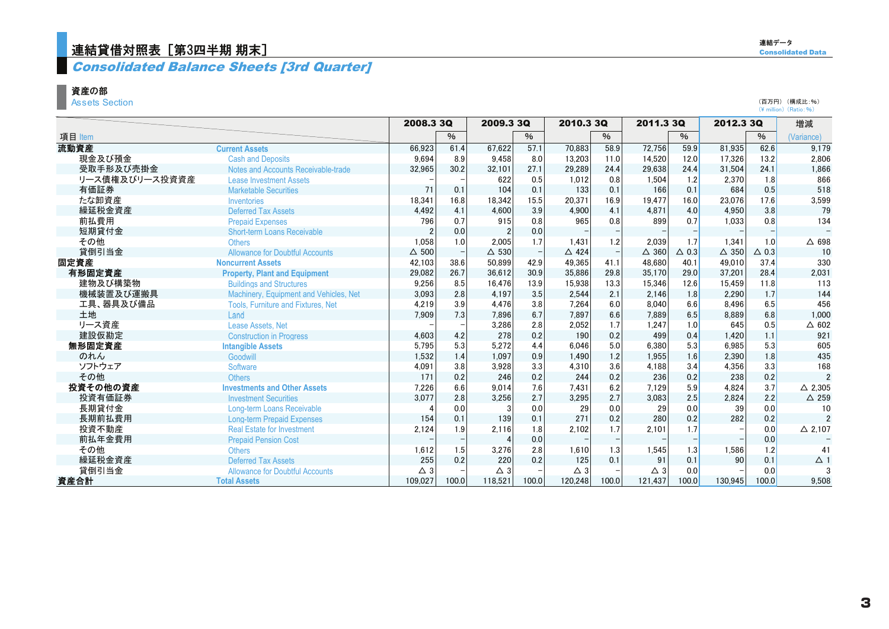# 連結貸借対照表［第3四半期 期末］

## *Consolidated Balance Sheets [3rd Quarter]*

### 資産の部
Assets Section

（百万円）（構成比：%）
(¥ million) (Ratio: %)

| 項目 Item | | 2008.3 3Q | % | 2009.3 3Q | % | 2010.3 3Q | % | 2011.3 3Q | % | 2012.3 3Q | % | 増減 (Variance) |
|---|---|---|---|---|---|---|---|---|---|---|---|---|
| **流動資産** | **Current Assets** | 66,923 | 61.4 | 67,622 | 57.1 | 70,883 | 58.9 | 72,756 | 59.9 | 81,935 | 62.6 | 9,179 |
| 現金及び預金 | Cash and Deposits | 9,694 | 8.9 | 9,458 | 8.0 | 13,203 | 11.0 | 14,520 | 12.0 | 17,326 | 13.2 | 2,806 |
| 受取手形及び売掛金 | Notes and Accounts Receivable-trade | 32,965 | 30.2 | 32,101 | 27.1 | 29,289 | 24.4 | 29,638 | 24.4 | 31,504 | 24.1 | 1,866 |
| リース債権及びリース投資資産 | Lease Investment Assets | − | − | 622 | 0.5 | 1,012 | 0.8 | 1,504 | 1.2 | 2,370 | 1.8 | 866 |
| 有価証券 | Marketable Securities | 71 | 0.1 | 104 | 0.1 | 133 | 0.1 | 166 | 0.1 | 684 | 0.5 | 518 |
| たな卸資産 | Inventories | 18,341 | 16.8 | 18,342 | 15.5 | 20,371 | 16.9 | 19,477 | 16.0 | 23,076 | 17.6 | 3,599 |
| 繰延税金資産 | Deferred Tax Assets | 4,492 | 4.1 | 4,600 | 3.9 | 4,900 | 4.1 | 4,871 | 4.0 | 4,950 | 3.8 | 79 |
| 前払費用 | Prepaid Expenses | 796 | 0.7 | 915 | 0.8 | 965 | 0.8 | 899 | 0.7 | 1,033 | 0.8 | 134 |
| 短期貸付金 | Short-term Loans Receivable | 2 | 0.0 | 2 | 0.0 | − | − | − | − | − | − | − |
| その他 | Others | 1,058 | 1.0 | 2,005 | 1.7 | 1,431 | 1.2 | 2,039 | 1.7 | 1,341 | 1.0 | △ 698 |
| 貸倒引当金 | Allowance for Doubtful Accounts | △ 500 | − | △ 530 | − | △ 424 | − | △ 360 | △ 0.3 | △ 350 | △ 0.3 | 10 |
| **固定資産** | **Noncurrent Assets** | 42,103 | 38.6 | 50,899 | 42.9 | 49,365 | 41.1 | 48,680 | 40.1 | 49,010 | 37.4 | 330 |
| **有形固定資産** | **Property, Plant and Equipment** | 29,082 | 26.7 | 36,612 | 30.9 | 35,886 | 29.8 | 35,170 | 29.0 | 37,201 | 28.4 | 2,031 |
| 建物及び構築物 | Buildings and Structures | 9,256 | 8.5 | 16,476 | 13.9 | 15,938 | 13.3 | 15,346 | 12.6 | 15,459 | 11.8 | 113 |
| 機械装置及び運搬具 | Machinery, Equipment and Vehicles, Net | 3,093 | 2.8 | 4,197 | 3.5 | 2,544 | 2.1 | 2,146 | 1.8 | 2,290 | 1.7 | 144 |
| 工具、器具及び備品 | Tools, Furniture and Fixtures, Net | 4,219 | 3.9 | 4,476 | 3.8 | 7,264 | 6.0 | 8,040 | 6.6 | 8,496 | 6.5 | 456 |
| 土地 | Land | 7,909 | 7.3 | 7,896 | 6.7 | 7,897 | 6.6 | 7,889 | 6.5 | 8,889 | 6.8 | 1,000 |
| リース資産 | Lease Assets, Net | − | − | 3,286 | 2.8 | 2,052 | 1.7 | 1,247 | 1.0 | 645 | 0.5 | △ 602 |
| 建設仮勘定 | Construction in Progress | 4,603 | 4.2 | 278 | 0.2 | 190 | 0.2 | 499 | 0.4 | 1,420 | 1.1 | 921 |
| **無形固定資産** | **Intangible Assets** | 5,795 | 5.3 | 5,272 | 4.4 | 6,046 | 5.0 | 6,380 | 5.3 | 6,985 | 5.3 | 605 |
| のれん | Goodwill | 1,532 | 1.4 | 1,097 | 0.9 | 1,490 | 1.2 | 1,955 | 1.6 | 2,390 | 1.8 | 435 |
| ソフトウェア | Software | 4,091 | 3.8 | 3,928 | 3.3 | 4,310 | 3.6 | 4,188 | 3.4 | 4,356 | 3.3 | 168 |
| その他 | Others | 171 | 0.2 | 246 | 0.2 | 244 | 0.2 | 236 | 0.2 | 238 | 0.2 | 2 |
| **投資その他の資産** | **Investments and Other Assets** | 7,226 | 6.6 | 9,014 | 7.6 | 7,431 | 6.2 | 7,129 | 5.9 | 4,824 | 3.7 | △ 2,305 |
| 投資有価証券 | Investment Securities | 3,077 | 2.8 | 3,256 | 2.7 | 3,295 | 2.7 | 3,083 | 2.5 | 2,824 | 2.2 | △ 259 |
| 長期貸付金 | Long-term Loans Receivable | 4 | 0.0 | 3 | 0.0 | 29 | 0.0 | 29 | 0.0 | 39 | 0.0 | 10 |
| 長期前払費用 | Long-term Prepaid Expenses | 154 | 0.1 | 139 | 0.1 | 271 | 0.2 | 280 | 0.2 | 282 | 0.2 | 2 |
| 投資不動産 | Real Estate for Investment | 2,124 | 1.9 | 2,116 | 1.8 | 2,102 | 1.7 | 2,101 | 1.7 | − | 0.0 | △ 2,107 |
| 前払年金費用 | Prepaid Pension Cost | − | − | 4 | 0.0 | − | − | − | − | − | 0.0 | − |
| その他 | Others | 1,612 | 1.5 | 3,276 | 2.8 | 1,610 | 1.3 | 1,545 | 1.3 | 1,586 | 1.2 | 41 |
| 繰延税金資産 | Deferred Tax Assets | 255 | 0.2 | 220 | 0.2 | 125 | 0.1 | 91 | 0.1 | 90 | 0.1 | △ 1 |
| 貸倒引当金 | Allowance for Doubtful Accounts | △ 3 | − | △ 3 | − | △ 3 | − | △ 3 | 0.0 | − | 0.0 | 3 |
| **資産合計** | **Total Assets** | 109,027 | 100.0 | 118,521 | 100.0 | 120,248 | 100.0 | 121,437 | 100.0 | 130,945 | 100.0 | 9,508 |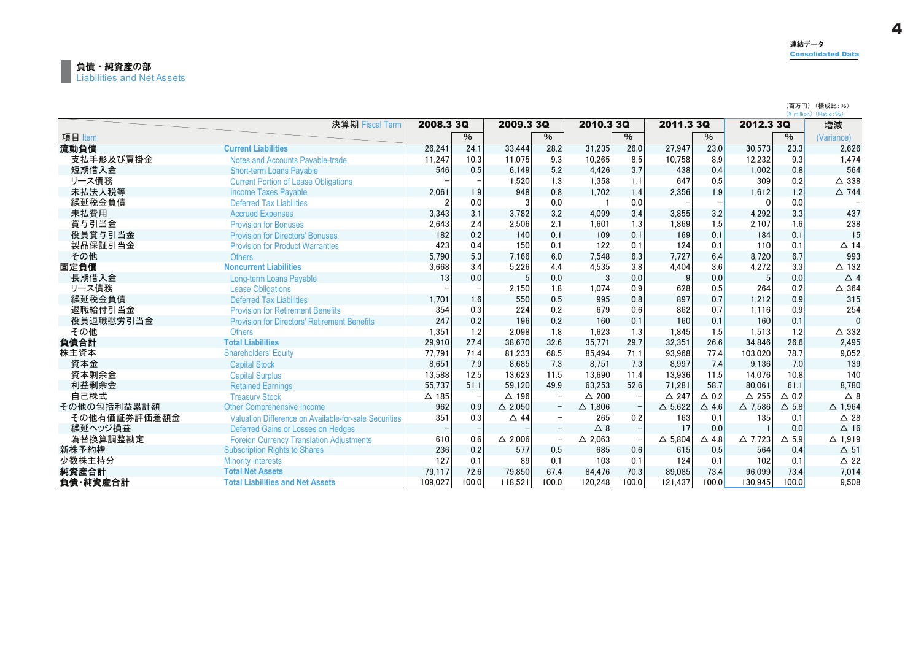連結データ
Consolidated Data

## 負債・純資産の部
Liabilities and Net Assets

（百万円）（構成比：%）
(¥ million) (Ratio: %)

| 項目 Item | 決算期 Fiscal Term | 2008.3 3Q | % | 2009.3 3Q | % | 2010.3 3Q | % | 2011.3 3Q | % | 2012.3 3Q | % | 増減 (Variance) |
|---|---|---|---|---|---|---|---|---|---|---|---|---|
| **流動負債** | **Current Liabilities** | 26,241 | 24.1 | 33,444 | 28.2 | 31,235 | 26.0 | 27,947 | 23.0 | 30,573 | 23.3 | 2,626 |
| 支払手形及び買掛金 | Notes and Accounts Payable-trade | 11,247 | 10.3 | 11,075 | 9.3 | 10,265 | 8.5 | 10,758 | 8.9 | 12,232 | 9.3 | 1,474 |
| 短期借入金 | Short-term Loans Payable | 546 | 0.5 | 6,149 | 5.2 | 4,426 | 3.7 | 438 | 0.4 | 1,002 | 0.8 | 564 |
| リース債務 | Current Portion of Lease Obligations | − | − | 1,520 | 1.3 | 1,358 | 1.1 | 647 | 0.5 | 309 | 0.2 | △ 338 |
| 未払法人税等 | Income Taxes Payable | 2,061 | 1.9 | 948 | 0.8 | 1,702 | 1.4 | 2,356 | 1.9 | 1,612 | 1.2 | △ 744 |
| 繰延税金負債 | Deferred Tax Liabilities | 2 | 0.0 | 3 | 0.0 | 1 | 0.0 | − | − | 0 | 0.0 | − |
| 未払費用 | Accrued Expenses | 3,343 | 3.1 | 3,782 | 3.2 | 4,099 | 3.4 | 3,855 | 3.2 | 4,292 | 3.3 | 437 |
| 賞与引当金 | Provision for Bonuses | 2,643 | 2.4 | 2,506 | 2.1 | 1,601 | 1.3 | 1,869 | 1.5 | 2,107 | 1.6 | 238 |
| 役員賞与引当金 | Provision for Directors' Bonuses | 182 | 0.2 | 140 | 0.1 | 109 | 0.1 | 169 | 0.1 | 184 | 0.1 | 15 |
| 製品保証引当金 | Provision for Product Warranties | 423 | 0.4 | 150 | 0.1 | 122 | 0.1 | 124 | 0.1 | 110 | 0.1 | △ 14 |
| その他 | Others | 5,790 | 5.3 | 7,166 | 6.0 | 7,548 | 6.3 | 7,727 | 6.4 | 8,720 | 6.7 | 993 |
| **固定負債** | **Noncurrent Liabilities** | 3,668 | 3.4 | 5,226 | 4.4 | 4,535 | 3.8 | 4,404 | 3.6 | 4,272 | 3.3 | △ 132 |
| 長期借入金 | Long-term Loans Payable | 13 | 0.0 | 5 | 0.0 | 3 | 0.0 | 9 | 0.0 | 5 | 0.0 | △ 4 |
| リース債務 | Lease Obligations | − | − | 2,150 | 1.8 | 1,074 | 0.9 | 628 | 0.5 | 264 | 0.2 | △ 364 |
| 繰延税金負債 | Deferred Tax Liabilities | 1,701 | 1.6 | 550 | 0.5 | 995 | 0.8 | 897 | 0.7 | 1,212 | 0.9 | 315 |
| 退職給付引当金 | Provision for Retirement Benefits | 354 | 0.3 | 224 | 0.2 | 679 | 0.6 | 862 | 0.7 | 1,116 | 0.9 | 254 |
| 役員退職慰労引当金 | Provision for Directors' Retirement Benefits | 247 | 0.2 | 196 | 0.2 | 160 | 0.1 | 160 | 0.1 | 160 | 0.1 | 0 |
| その他 | Others | 1,351 | 1.2 | 2,098 | 1.8 | 1,623 | 1.3 | 1,845 | 1.5 | 1,513 | 1.2 | △ 332 |
| **負債合計** | **Total Liabilities** | 29,910 | 27.4 | 38,670 | 32.6 | 35,771 | 29.7 | 32,351 | 26.6 | 34,846 | 26.6 | 2,495 |
| 株主資本 | Shareholders' Equity | 77,791 | 71.4 | 81,233 | 68.5 | 85,494 | 71.1 | 93,968 | 77.4 | 103,020 | 78.7 | 9,052 |
| 資本金 | Capital Stock | 8,651 | 7.9 | 8,685 | 7.3 | 8,751 | 7.3 | 8,997 | 7.4 | 9,136 | 7.0 | 139 |
| 資本剰余金 | Capital Surplus | 13,588 | 12.5 | 13,623 | 11.5 | 13,690 | 11.4 | 13,936 | 11.5 | 14,076 | 10.8 | 140 |
| 利益剰余金 | Retained Earnings | 55,737 | 51.1 | 59,120 | 49.9 | 63,253 | 52.6 | 71,281 | 58.7 | 80,061 | 61.1 | 8,780 |
| 自己株式 | Treasury Stock | △ 185 | − | △ 196 | − | △ 200 | − | △ 247 | △ 0.2 | △ 255 | △ 0.2 | △ 8 |
| その他の包括利益累計額 | Other Comprehensive Income | 962 | 0.9 | △ 2,050 | − | △ 1,806 | − | △ 5,622 | △ 4.6 | △ 7,586 | △ 5.8 | △ 1,964 |
| その他有価証券評価差額金 | Valuation Difference on Available-for-sale Securities | 351 | 0.3 | △ 44 | − | 265 | 0.2 | 163 | 0.1 | 135 | 0.1 | △ 28 |
| 繰延ヘッジ損益 | Deferred Gains or Losses on Hedges | − | − | − | − | △ 8 | − | 17 | 0.0 | 1 | 0.0 | △ 16 |
| 為替換算調整勘定 | Foreign Currency Translation Adjustments | 610 | 0.6 | △ 2,006 | − | △ 2,063 | − | △ 5,804 | △ 4.8 | △ 7,723 | △ 5.9 | △ 1,919 |
| 新株予約権 | Subscription Rights to Shares | 236 | 0.2 | 577 | 0.5 | 685 | 0.6 | 615 | 0.5 | 564 | 0.4 | △ 51 |
| 少数株主持分 | Minority Interests | 127 | 0.1 | 89 | 0.1 | 103 | 0.1 | 124 | 0.1 | 102 | 0.1 | △ 22 |
| **純資産合計** | **Total Net Assets** | 79,117 | 72.6 | 79,850 | 67.4 | 84,476 | 70.3 | 89,085 | 73.4 | 96,099 | 73.4 | 7,014 |
| **負債・純資産合計** | **Total Liabilities and Net Assets** | 109,027 | 100.0 | 118,521 | 100.0 | 120,248 | 100.0 | 121,437 | 100.0 | 130,945 | 100.0 | 9,508 |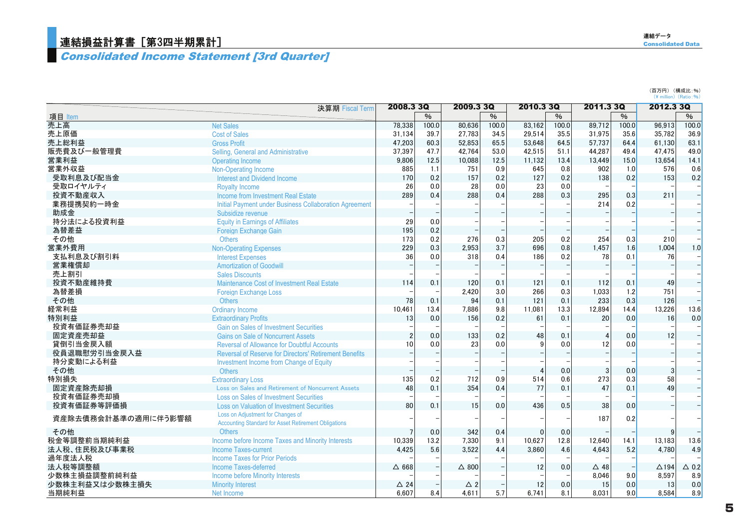# 連結損益計算書［第3四半期累計］
## *Consolidated Income Statement [3rd Quarter]*

（百万円）（構成比：%）
(¥ million) (Ratio: %)

| 項目 Item | | 2008.3 3Q | % | 2009.3 3Q | % | 2010.3 3Q | % | 2011.3 3Q | % | 2012.3 3Q | % |
|---|---|---|---|---|---|---|---|---|---|---|---|
| 売上高 | Net Sales | 78,338 | 100.0 | 80,636 | 100.0 | 83,162 | 100.0 | 89,712 | 100.0 | 96,913 | 100.0 |
| 売上原価 | Cost of Sales | 31,134 | 39.7 | 27,783 | 34.5 | 29,514 | 35.5 | 31,975 | 35.6 | 35,782 | 36.9 |
| 売上総利益 | Gross Profit | 47,203 | 60.3 | 52,853 | 65.5 | 53,648 | 64.5 | 57,737 | 64.4 | 61,130 | 63.1 |
| 販売費及び一般管理費 | Selling, General and Administrative | 37,397 | 47.7 | 42,764 | 53.0 | 42,515 | 51.1 | 44,287 | 49.4 | 47,475 | 49.0 |
| 営業利益 | Operating Income | 9,806 | 12.5 | 10,088 | 12.5 | 11,132 | 13.4 | 13,449 | 15.0 | 13,654 | 14.1 |
| 営業外収益 | Non-Operating Income | 885 | 1.1 | 751 | 0.9 | 645 | 0.8 | 902 | 1.0 | 576 | 0.6 |
| 受取利息及び配当金 | Interest and Dividend Income | 170 | 0.2 | 157 | 0.2 | 127 | 0.2 | 138 | 0.2 | 153 | 0.2 |
| 受取ロイヤルティ | Royalty Income | 26 | 0.0 | 28 | 0.0 | 23 | 0.0 | – | – | – | – |
| 投資不動産収入 | Income from Investment Real Estate | 289 | 0.4 | 288 | 0.4 | 288 | 0.3 | 295 | 0.3 | 211 | – |
| 業務提携契約一時金 | Initial Payment under Business Collaboration Agreement | – | – | – | – | – | – | 214 | 0.2 | – | – |
| 助成金 | Subsidize revenue | – | – | – | – | – | – | – | – | – | – |
| 持分法による投資利益 | Equity in Earnings of Affiliates | 29 | 0.0 | – | – | – | – | – | – | – | – |
| 為替差益 | Foreign Exchange Gain | 195 | 0.2 | – | – | – | – | – | – | – | – |
| その他 | Others | 173 | 0.2 | 276 | 0.3 | 205 | 0.2 | 254 | 0.3 | 210 | – |
| 営業外費用 | Non-Operating Expenses | 229 | 0.3 | 2,953 | 3.7 | 696 | 0.8 | 1,457 | 1.6 | 1,004 | 1.0 |
| 支払利息及び割引料 | Interest Expenses | 36 | 0.0 | 318 | 0.4 | 186 | 0.2 | 78 | 0.1 | 76 | – |
| 営業権償却 | Amortization of Goodwill | – | – | – | – | – | – | – | – | – | – |
| 売上割引 | Sales Discounts | – | – | – | – | – | – | – | – | – | – |
| 投資不動産維持費 | Maintenance Cost of Investment Real Estate | 114 | 0.1 | 120 | 0.1 | 121 | 0.1 | 112 | 0.1 | 49 | – |
| 為替差損 | Foreign Exchange Loss | – | – | 2,420 | 3.0 | 266 | 0.3 | 1,033 | 1.2 | 751 | – |
| その他 | Others | 78 | 0.1 | 94 | 0.1 | 121 | 0.1 | 233 | 0.3 | 126 | – |
| 経常利益 | Ordinary Income | 10,461 | 13.4 | 7,886 | 9.8 | 11,081 | 13.3 | 12,894 | 14.4 | 13,226 | 13.6 |
| 特別利益 | Extraordinary Profits | 13 | 0.0 | 156 | 0.2 | 61 | 0.1 | 20 | 0.0 | 16 | 0.0 |
| 投資有価証券売却益 | Gain on Sales of Investment Securities | – | – | – | – | – | – | – | – | – | – |
| 固定資産売却益 | Gains on Sale of Noncurrent Assets | 2 | 0.0 | 133 | 0.2 | 48 | 0.1 | 4 | 0.0 | 12 | – |
| 貸倒引当金戻入額 | Reversal of Allowance for Doubtful Accounts | 10 | 0.0 | 23 | 0.0 | 9 | 0.0 | 12 | 0.0 | – | – |
| 役員退職慰労引当金戻入益 | Reversal of Reserve for Directors' Retirement Benefits | – | – | – | – | – | – | – | – | – | – |
| 持分変動による利益 | Investment Income from Change of Equity | – | – | – | – | – | – | – | – | – | – |
| その他 | Others | – | – | – | – | 4 | 0.0 | 3 | 0.0 | 3 | – |
| 特別損失 | Extraordinary Loss | 135 | 0.2 | 712 | 0.9 | 514 | 0.6 | 273 | 0.3 | 58 | – |
| 固定資産除売却損 | Loss on Sales and Retirement of Noncurrent Assets | 48 | 0.1 | 354 | 0.4 | 77 | 0.1 | 47 | 0.1 | 49 | – |
| 投資有価証券売却損 | Loss on Sales of Investment Securities | – | – | – | – | – | – | – | – | – | – |
| 投資有価証券等評価損 | Loss on Valuation of Investment Securities | 80 | 0.1 | 15 | 0.0 | 436 | 0.5 | 38 | 0.0 | – | – |
| 資産除去債務会計基準の適用に伴う影響額 | Loss on Adjustment for Changes of Accounting Standard for Asset Retirement Obligations | – | – | – | – | – | – | 187 | 0.2 | – | – |
| その他 | Others | 7 | 0.0 | 342 | 0.4 | 0 | 0.0 | – | – | 9 | – |
| 税金等調整前当期純利益 | Income before Income Taxes and Minority Interests | 10,339 | 13.2 | 7,330 | 9.1 | 10,627 | 12.8 | 12,640 | 14.1 | 13,183 | 13.6 |
| 法人税、住民税及び事業税 | Income Taxes-current | 4,425 | 5.6 | 3,522 | 4.4 | 3,860 | 4.6 | 4,643 | 5.2 | 4,780 | 4.9 |
| 過年度法人税 | Income Taxes for Prior Periods | – | – | – | – | – | – | – | – | – | – |
| 法人税等調整額 | Income Taxes-deferred | △ 668 | – | △ 800 | – | 12 | 0.0 | △ 48 | – | △194 | △ 0.2 |
| 少数株主損益調整前純利益 | Income before Minority Interests | – | – | – | – | – | – | 8,046 | 9.0 | 8,597 | 8.9 |
| 少数株主利益又は少数株主損失 | Minority Interest | △ 24 | – | △ 2 | – | 12 | 0.0 | 15 | 0.0 | 13 | 0.0 |
| 当期純利益 | Net Income | 6,607 | 8.4 | 4,611 | 5.7 | 6,741 | 8.1 | 8,031 | 9.0 | 8,584 | 8.9 |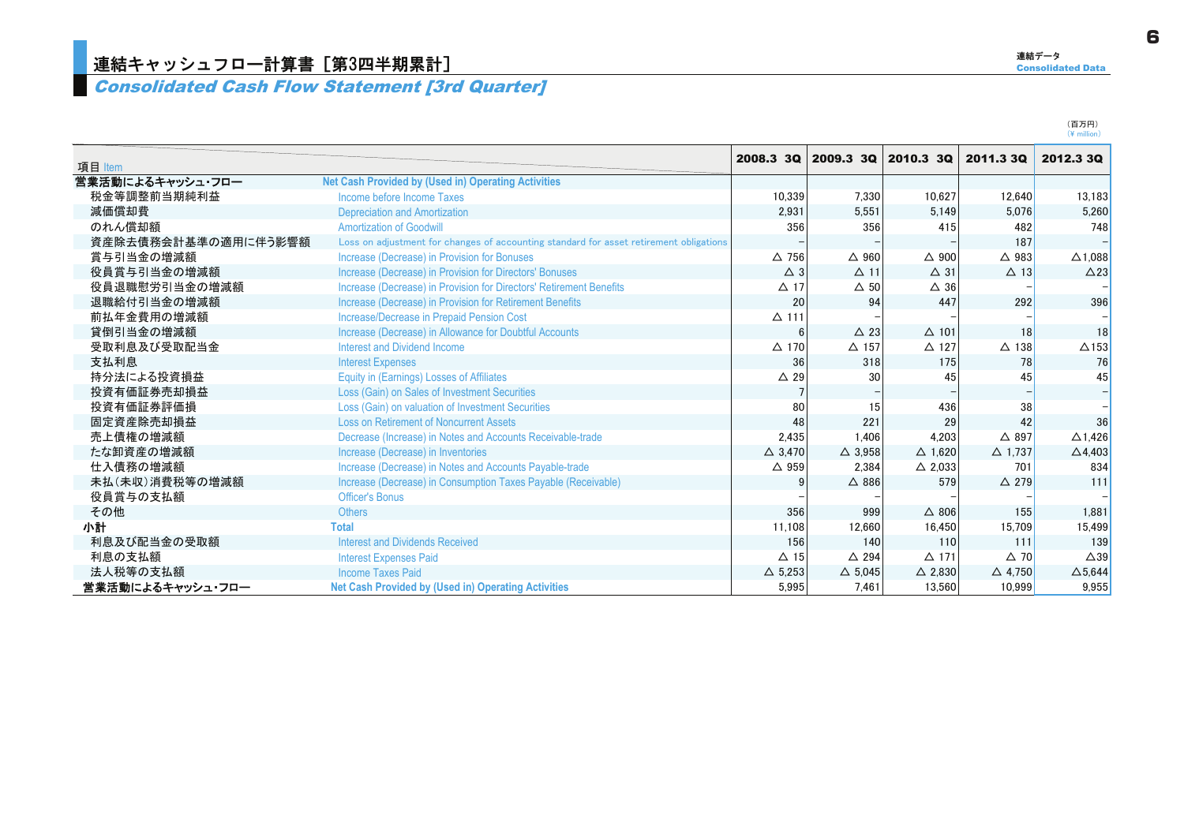# 連結キャッシュフロー計算書［第3四半期累計］
## *Consolidated Cash Flow Statement [3rd Quarter]*

連結データ
Consolidated Data

（百万円）
（¥ million）

| 項目 | Item | 2008.3 3Q | 2009.3 3Q | 2010.3 3Q | 2011.3 3Q | 2012.3 3Q |
|---|---|---|---|---|---|---|
| **営業活動によるキャッシュ・フロー** | **Net Cash Provided by (Used in) Operating Activities** | | | | | |
| 税金等調整前当期純利益 | Income before Income Taxes | 10,339 | 7,330 | 10,627 | 12,640 | 13,183 |
| 減価償却費 | Depreciation and Amortization | 2,931 | 5,551 | 5,149 | 5,076 | 5,260 |
| のれん償却額 | Amortization of Goodwill | 356 | 356 | 415 | 482 | 748 |
| 資産除去債務会計基準の適用に伴う影響額 | Loss on adjustment for changes of accounting standard for asset retirement obligations | – | – | – | 187 | – |
| 賞与引当金の増減額 | Increase (Decrease) in Provision for Bonuses | △ 756 | △ 960 | △ 900 | △ 983 | △1,088 |
| 役員賞与引当金の増減額 | Increase (Decrease) in Provision for Directors' Bonuses | △ 3 | △ 11 | △ 31 | △ 13 | △23 |
| 役員退職慰労引当金の増減額 | Increase (Decrease) in Provision for Directors' Retirement Benefits | △ 17 | △ 50 | △ 36 | – | – |
| 退職給付引当金の増減額 | Increase (Decrease) in Provision for Retirement Benefits | 20 | 94 | 447 | 292 | 396 |
| 前払年金費用の増減額 | Increase/Decrease in Prepaid Pension Cost | △ 111 | – | – | – | – |
| 貸倒引当金の増減額 | Increase (Decrease) in Allowance for Doubtful Accounts | 6 | △ 23 | △ 101 | 18 | 18 |
| 受取利息及び受取配当金 | Interest and Dividend Income | △ 170 | △ 157 | △ 127 | △ 138 | △153 |
| 支払利息 | Interest Expenses | 36 | 318 | 175 | 78 | 76 |
| 持分法による投資損益 | Equity in (Earnings) Losses of Affiliates | △ 29 | 30 | 45 | 45 | 45 |
| 投資有価証券売却損益 | Loss (Gain) on Sales of Investment Securities | 7 | – | – | – | – |
| 投資有価証券評価損 | Loss (Gain) on valuation of Investment Securities | 80 | 15 | 436 | 38 | – |
| 固定資産除売却損益 | Loss on Retirement of Noncurrent Assets | 48 | 221 | 29 | 42 | 36 |
| 売上債権の増減額 | Decrease (Increase) in Notes and Accounts Receivable-trade | 2,435 | 1,406 | 4,203 | △ 897 | △1,426 |
| たな卸資産の増減額 | Increase (Decrease) in Inventories | △ 3,470 | △ 3,958 | △ 1,620 | △ 1,737 | △4,403 |
| 仕入債務の増減額 | Increase (Decrease) in Notes and Accounts Payable-trade | △ 959 | 2,384 | △ 2,033 | 701 | 834 |
| 未払（未収）消費税等の増減額 | Increase (Decrease) in Consumption Taxes Payable (Receivable) | 9 | △ 886 | 579 | △ 279 | 111 |
| 役員賞与の支払額 | Officer's Bonus | – | – | – | – | – |
| その他 | Others | 356 | 999 | △ 806 | 155 | 1,881 |
| **小計** | **Total** | 11,108 | 12,660 | 16,450 | 15,709 | 15,499 |
| 利息及び配当金の受取額 | Interest and Dividends Received | 156 | 140 | 110 | 111 | 139 |
| 利息の支払額 | Interest Expenses Paid | △ 15 | △ 294 | △ 171 | △ 70 | △39 |
| 法人税等の支払額 | Income Taxes Paid | △ 5,253 | △ 5,045 | △ 2,830 | △ 4,750 | △5,644 |
| **営業活動によるキャッシュ・フロー** | **Net Cash Provided by (Used in) Operating Activities** | 5,995 | 7,461 | 13,560 | 10,999 | 9,955 |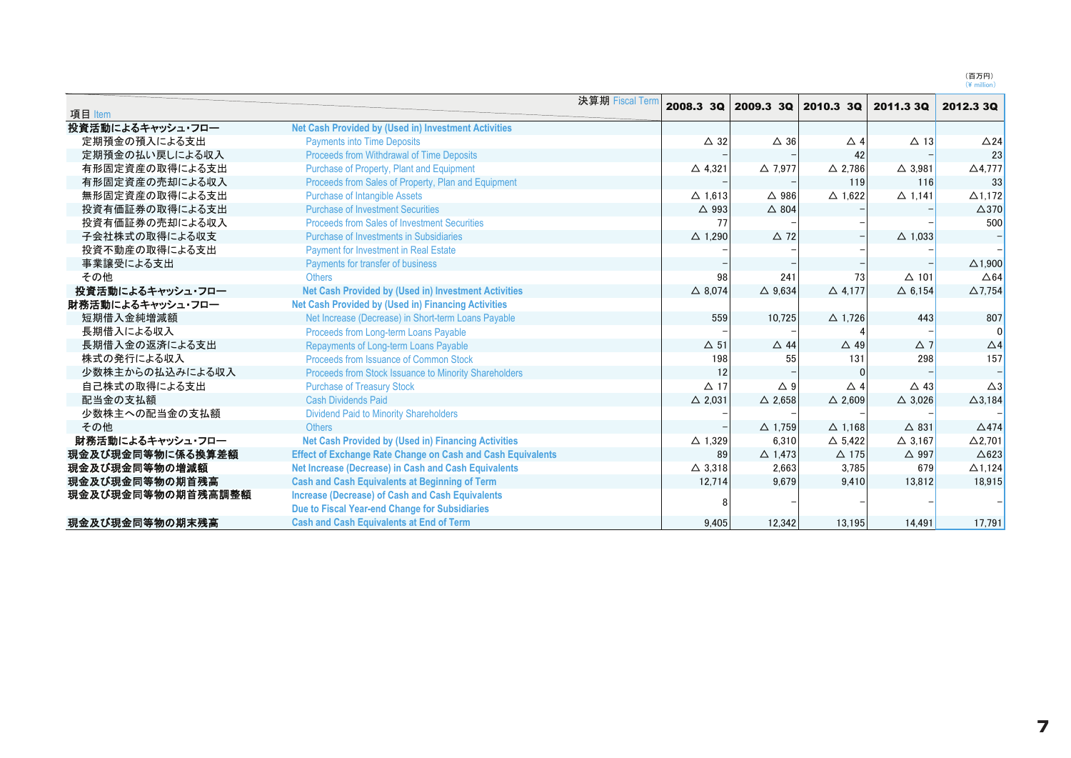（百万円）
（¥ million）

| 項目 Item | 決算期 Fiscal Term | 2008.3 3Q | 2009.3 3Q | 2010.3 3Q | 2011.3 3Q | 2012.3 3Q |
|---|---|---|---|---|---|---|
| **投資活動によるキャッシュ・フロー** | **Net Cash Provided by (Used in) Investment Activities** | | | | | |
| 定期預金の預入による支出 | Payments into Time Deposits | △ 32 | △ 36 | △ 4 | △ 13 | △24 |
| 定期預金の払い戻しによる収入 | Proceeds from Withdrawal of Time Deposits | – | – | 42 | – | 23 |
| 有形固定資産の取得による支出 | Purchase of Property, Plant and Equipment | △ 4,321 | △ 7,977 | △ 2,786 | △ 3,981 | △4,777 |
| 有形固定資産の売却による収入 | Proceeds from Sales of Property, Plan and Equipment | – | – | 119 | 116 | 33 |
| 無形固定資産の取得による支出 | Purchase of Intangible Assets | △ 1,613 | △ 986 | △ 1,622 | △ 1,141 | △1,172 |
| 投資有価証券の取得による支出 | Purchase of Investment Securities | △ 993 | △ 804 | – | – | △370 |
| 投資有価証券の売却による収入 | Proceeds from Sales of Investment Securities | 77 | – | – | – | 500 |
| 子会社株式の取得による収支 | Purchase of Investments in Subsidiaries | △ 1,290 | △ 72 | – | △ 1,033 | – |
| 投資不動産の取得による支出 | Payment for Investment in Real Estate | – | – | – | – | – |
| 事業譲受による支出 | Payments for transfer of business | – | – | – | – | △1,900 |
| その他 | Others | 98 | 241 | 73 | △ 101 | △64 |
| **投資活動によるキャッシュ・フロー** | **Net Cash Provided by (Used in) Investment Activities** | △ 8,074 | △ 9,634 | △ 4,177 | △ 6,154 | △7,754 |
| **財務活動によるキャッシュ・フロー** | **Net Cash Provided by (Used in) Financing Activities** | | | | | |
| 短期借入金純増減額 | Net Increase (Decrease) in Short-term Loans Payable | 559 | 10,725 | △ 1,726 | 443 | 807 |
| 長期借入による収入 | Proceeds from Long-term Loans Payable | – | – | 4 | – | 0 |
| 長期借入金の返済による支出 | Repayments of Long-term Loans Payable | △ 51 | △ 44 | △ 49 | △ 7 | △4 |
| 株式の発行による収入 | Proceeds from Issuance of Common Stock | 198 | 55 | 131 | 298 | 157 |
| 少数株主からの払込みによる収入 | Proceeds from Stock Issuance to Minority Shareholders | 12 | – | 0 | – | – |
| 自己株式の取得による支出 | Purchase of Treasury Stock | △ 17 | △ 9 | △ 4 | △ 43 | △3 |
| 配当金の支払額 | Cash Dividends Paid | △ 2,031 | △ 2,658 | △ 2,609 | △ 3,026 | △3,184 |
| 少数株主への配当金の支払額 | Dividend Paid to Minority Shareholders | – | – | – | – | – |
| その他 | Others | – | △ 1,759 | △ 1,168 | △ 831 | △474 |
| **財務活動によるキャッシュ・フロー** | **Net Cash Provided by (Used in) Financing Activities** | △ 1,329 | 6,310 | △ 5,422 | △ 3,167 | △2,701 |
| **現金及び現金同等物に係る換算差額** | **Effect of Exchange Rate Change on Cash and Cash Equivalents** | 89 | △ 1,473 | △ 175 | △ 997 | △623 |
| **現金及び現金同等物の増減額** | **Net Increase (Decrease) in Cash and Cash Equivalents** | △ 3,318 | 2,663 | 3,785 | 679 | △1,124 |
| **現金及び現金同等物の期首残高** | **Cash and Cash Equivalents at Beginning of Term** | 12,714 | 9,679 | 9,410 | 13,812 | 18,915 |
| **現金及び現金同等物の期首残高調整額** | **Increase (Decrease) of Cash and Cash Equivalents Due to Fiscal Year-end Change for Subsidiaries** | 8 | – | – | – | – |
| **現金及び現金同等物の期末残高** | **Cash and Cash Equivalents at End of Term** | 9,405 | 12,342 | 13,195 | 14,491 | 17,791 |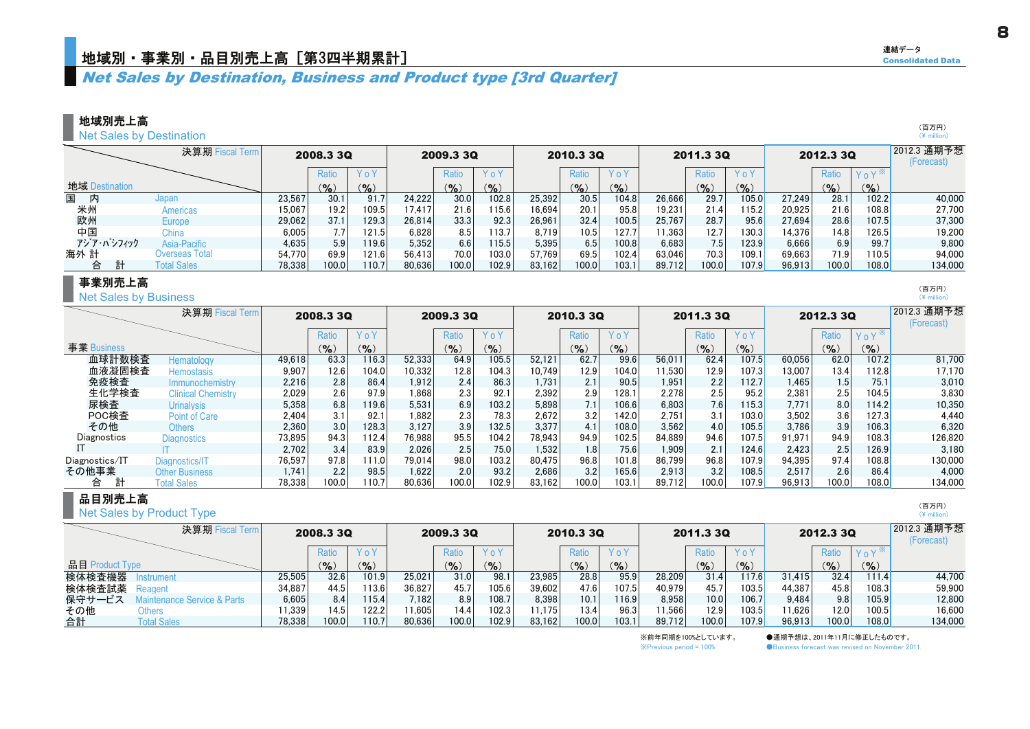# 地域別・事業別・品目別売上高［第3四半期累計］

## *Net Sales by Destination, Business and Product type [3rd Quarter]*

連結データ
Consolidated Data

### 地域別売上高
Net Sales by Destination

（百万円）
（¥ million）

| 決算期 Fiscal Term / 地域 Destination | | 2008.3 3Q | Ratio (%) | YoY (%) | 2009.3 3Q | Ratio (%) | YoY (%) | 2010.3 3Q | Ratio (%) | YoY (%) | 2011.3 3Q | Ratio (%) | YoY (%) | 2012.3 3Q | Ratio (%) | YoY※ (%) | 2012.3 通期予想 (Forecast) |
|---|---|---|---|---|---|---|---|---|---|---|---|---|---|---|---|---|---|
| 国　内 | Japan | 23,567 | 30.1 | 91.7 | 24,222 | 30.0 | 102.8 | 25,392 | 30.5 | 104.8 | 26,666 | 29.7 | 105.0 | 27,249 | 28.1 | 102.2 | 40,000 |
| 米州 | Americas | 15,067 | 19.2 | 109.5 | 17,417 | 21.6 | 115.6 | 16,694 | 20.1 | 95.8 | 19,231 | 21.4 | 115.2 | 20,925 | 21.6 | 108.8 | 27,700 |
| 欧州 | Europe | 29,062 | 37.1 | 129.3 | 26,814 | 33.3 | 92.3 | 26,961 | 32.4 | 100.5 | 25,767 | 28.7 | 95.6 | 27,694 | 28.6 | 107.5 | 37,300 |
| 中国 | China | 6,005 | 7.7 | 121.5 | 6,828 | 8.5 | 113.7 | 8,719 | 10.5 | 127.7 | 11,363 | 12.7 | 130.3 | 14,376 | 14.8 | 126.5 | 19,200 |
| ｱｼﾞｱ･ﾊﾟｼﾌｨｯｸ | Asia-Pacific | 4,635 | 5.9 | 119.6 | 5,352 | 6.6 | 115.5 | 5,395 | 6.5 | 100.8 | 6,683 | 7.5 | 123.9 | 6,666 | 6.9 | 99.7 | 9,800 |
| 海外 計 | Overseas Total | 54,770 | 69.9 | 121.6 | 56,413 | 70.0 | 103.0 | 57,769 | 69.5 | 102.4 | 63,046 | 70.3 | 109.1 | 69,663 | 71.9 | 110.5 | 94,000 |
| 合　計 | Total Sales | 78,338 | 100.0 | 110.7 | 80,636 | 100.0 | 102.9 | 83,162 | 100.0 | 103.1 | 89,712 | 100.0 | 107.9 | 96,913 | 100.0 | 108.0 | 134,000 |

### 事業別売上高
Net Sales by Business

（百万円）
（¥ million）

| 決算期 Fiscal Term / 事業 Business | | 2008.3 3Q | Ratio (%) | YoY (%) | 2009.3 3Q | Ratio (%) | YoY (%) | 2010.3 3Q | Ratio (%) | YoY (%) | 2011.3 3Q | Ratio (%) | YoY (%) | 2012.3 3Q | Ratio (%) | YoY※ (%) | 2012.3 通期予想 (Forecast) |
|---|---|---|---|---|---|---|---|---|---|---|---|---|---|---|---|---|---|
| 血球計数検査 | Hematology | 49,618 | 63.3 | 116.3 | 52,333 | 64.9 | 105.5 | 52,121 | 62.7 | 99.6 | 56,011 | 62.4 | 107.5 | 60,056 | 62.0 | 107.2 | 81,700 |
| 血液凝固検査 | Hemostasis | 9,907 | 12.6 | 104.0 | 10,332 | 12.8 | 104.3 | 10,749 | 12.9 | 104.0 | 11,530 | 12.9 | 107.3 | 13,007 | 13.4 | 112.8 | 17,170 |
| 免疫検査 | Immunochemistry | 2,216 | 2.8 | 86.4 | 1,912 | 2.4 | 86.3 | 1,731 | 2.1 | 90.5 | 1,951 | 2.2 | 112.7 | 1,465 | 1.5 | 75.1 | 3,010 |
| 生化学検査 | Clinical Chemistry | 2,029 | 2.6 | 97.9 | 1,868 | 2.3 | 92.1 | 2,392 | 2.9 | 128.1 | 2,278 | 2.5 | 95.2 | 2,381 | 2.5 | 104.5 | 3,830 |
| 尿検査 | Urinalysis | 5,358 | 6.8 | 119.6 | 5,531 | 6.9 | 103.2 | 5,898 | 7.1 | 106.6 | 6,803 | 7.6 | 115.3 | 7,771 | 8.0 | 114.2 | 10,350 |
| POC検査 | Point of Care | 2,404 | 3.1 | 92.1 | 1,882 | 2.3 | 78.3 | 2,672 | 3.2 | 142.0 | 2,751 | 3.1 | 103.0 | 3,502 | 3.6 | 127.3 | 4,440 |
| その他 | Others | 2,360 | 3.0 | 128.3 | 3,127 | 3.9 | 132.5 | 3,377 | 4.1 | 108.0 | 3,562 | 4.0 | 105.5 | 3,786 | 3.9 | 106.3 | 6,320 |
| Diagnostics | Diagnostics | 73,895 | 94.3 | 112.4 | 76,988 | 95.5 | 104.2 | 78,943 | 94.9 | 102.5 | 84,889 | 94.6 | 107.5 | 91,971 | 94.9 | 108.3 | 126,820 |
| IT | IT | 2,702 | 3.4 | 83.9 | 2,026 | 2.5 | 75.0 | 1,532 | 1.8 | 75.6 | 1,909 | 2.1 | 124.6 | 2,423 | 2.5 | 126.9 | 3,180 |
| Diagnostics/IT | Diagnostics/IT | 76,597 | 97.8 | 111.0 | 79,014 | 98.0 | 103.2 | 80,475 | 96.8 | 101.8 | 86,799 | 96.8 | 107.9 | 94,395 | 97.4 | 108.8 | 130,000 |
| その他事業 | Other Business | 1,741 | 2.2 | 98.5 | 1,622 | 2.0 | 93.2 | 2,686 | 3.2 | 165.6 | 2,913 | 3.2 | 108.5 | 2,517 | 2.6 | 86.4 | 4,000 |
| 合　計 | Total Sales | 78,338 | 100.0 | 110.7 | 80,636 | 100.0 | 102.9 | 83,162 | 100.0 | 103.1 | 89,712 | 100.0 | 107.9 | 96,913 | 100.0 | 108.0 | 134,000 |

### 品目別売上高
Net Sales by Product Type

（百万円）
（¥ million）

| 決算期 Fiscal Term / 品目 Product Type | | 2008.3 3Q | Ratio (%) | YoY (%) | 2009.3 3Q | Ratio (%) | YoY (%) | 2010.3 3Q | Ratio (%) | YoY (%) | 2011.3 3Q | Ratio (%) | YoY (%) | 2012.3 3Q | Ratio (%) | YoY※ (%) | 2012.3 通期予想 (Forecast) |
|---|---|---|---|---|---|---|---|---|---|---|---|---|---|---|---|---|---|
| 検体検査機器 | Instrument | 25,505 | 32.6 | 101.9 | 25,021 | 31.0 | 98.1 | 23,985 | 28.8 | 95.9 | 28,209 | 31.4 | 117.6 | 31,415 | 32.4 | 111.4 | 44,700 |
| 検体検査試薬 | Reagent | 34,887 | 44.5 | 113.6 | 36,827 | 45.7 | 105.6 | 39,602 | 47.6 | 107.5 | 40,979 | 45.7 | 103.5 | 44,387 | 45.8 | 108.3 | 59,900 |
| 保守サービス | Maintenance Service & Parts | 6,605 | 8.4 | 115.4 | 7,182 | 8.9 | 108.7 | 8,398 | 10.1 | 116.9 | 8,958 | 10.0 | 106.7 | 9,484 | 9.8 | 105.9 | 12,800 |
| その他 | Others | 11,339 | 14.5 | 122.2 | 11,605 | 14.4 | 102.3 | 11,175 | 13.4 | 96.3 | 11,566 | 12.9 | 103.5 | 11,626 | 12.0 | 100.5 | 16,600 |
| 合計 | Total Sales | 78,338 | 100.0 | 110.7 | 80,636 | 100.0 | 102.9 | 83,162 | 100.0 | 103.1 | 89,712 | 100.0 | 107.9 | 96,913 | 100.0 | 108.0 | 134,000 |

※前年同期を100%としています。
※Previous period = 100%

●通期予想は、2011年11月に修正したものです。
●Business forecast was revised on November 2011.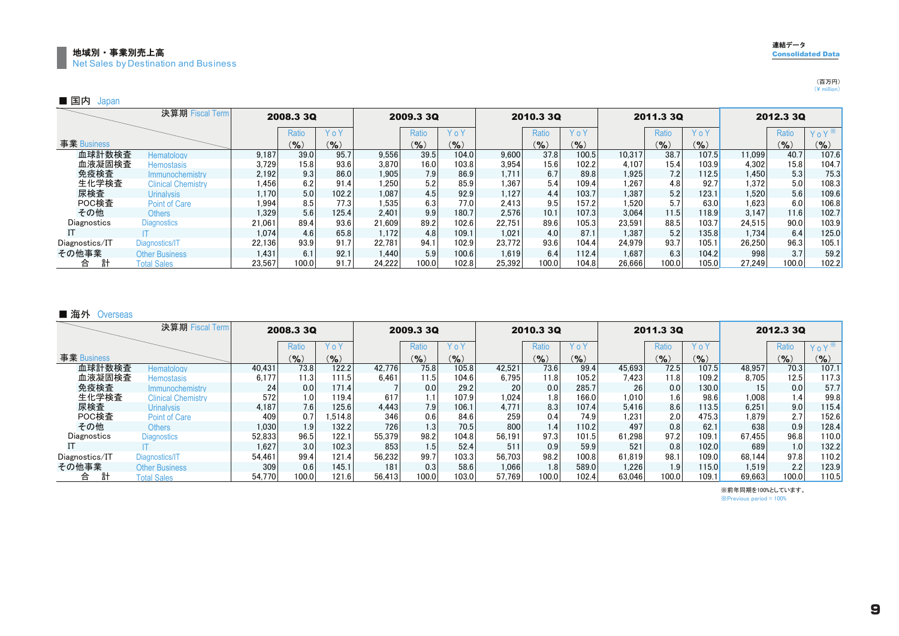連結データ
Consolidated Data

## 地域別・事業別売上高
Net Sales by Destination and Business

（百万円）
（¥ million）

### ■ 国内 Japan

| 事業 Business ＼ 決算期 Fiscal Term | | 2008.3 3Q | | | 2009.3 3Q | | | 2010.3 3Q | | | 2011.3 3Q | | | 2012.3 3Q | | |
|---|---|---|---|---|---|---|---|---|---|---|---|---|---|---|---|---|
| | | | Ratio (%) | YoY (%) | | Ratio (%) | YoY (%) | | Ratio (%) | YoY (%) | | Ratio (%) | YoY (%) | | Ratio (%) | YoY※ (%) |
| 血球計数検査 | Hematology | 9,187 | 39.0 | 95.7 | 9,556 | 39.5 | 104.0 | 9,600 | 37.8 | 100.5 | 10,317 | 38.7 | 107.5 | 11,099 | 40.7 | 107.6 |
| 血液凝固検査 | Hemostasis | 3,729 | 15.8 | 93.6 | 3,870 | 16.0 | 103.8 | 3,954 | 15.6 | 102.2 | 4,107 | 15.4 | 103.9 | 4,302 | 15.8 | 104.7 |
| 免疫検査 | Immunochemistry | 2,192 | 9.3 | 86.0 | 1,905 | 7.9 | 86.9 | 1,711 | 6.7 | 89.8 | 1,925 | 7.2 | 112.5 | 1,450 | 5.3 | 75.3 |
| 生化学検査 | Clinical Chemistry | 1,456 | 6.2 | 91.4 | 1,250 | 5.2 | 85.9 | 1,367 | 5.4 | 109.4 | 1,267 | 4.8 | 92.7 | 1,372 | 5.0 | 108.3 |
| 尿検査 | Urinalysis | 1,170 | 5.0 | 102.2 | 1,087 | 4.5 | 92.9 | 1,127 | 4.4 | 103.7 | 1,387 | 5.2 | 123.1 | 1,520 | 5.6 | 109.6 |
| POC検査 | Point of Care | 1,994 | 8.5 | 77.3 | 1,535 | 6.3 | 77.0 | 2,413 | 9.5 | 157.2 | 1,520 | 5.7 | 63.0 | 1,623 | 6.0 | 106.8 |
| その他 | Others | 1,329 | 5.6 | 125.4 | 2,401 | 9.9 | 180.7 | 2,576 | 10.1 | 107.3 | 3,064 | 11.5 | 118.9 | 3,147 | 11.6 | 102.7 |
| Diagnostics | Diagnostics | 21,061 | 89.4 | 93.6 | 21,609 | 89.2 | 102.6 | 22,751 | 89.6 | 105.3 | 23,591 | 88.5 | 103.7 | 24,515 | 90.0 | 103.9 |
| IT | IT | 1,074 | 4.6 | 65.8 | 1,172 | 4.8 | 109.1 | 1,021 | 4.0 | 87.1 | 1,387 | 5.2 | 135.8 | 1,734 | 6.4 | 125.0 |
| Diagnostics/IT | Diagnostics/IT | 22,136 | 93.9 | 91.7 | 22,781 | 94.1 | 102.9 | 23,772 | 93.6 | 104.4 | 24,979 | 93.7 | 105.1 | 26,250 | 96.3 | 105.1 |
| その他事業 | Other Business | 1,431 | 6.1 | 92.1 | 1,440 | 5.9 | 100.6 | 1,619 | 6.4 | 112.4 | 1,687 | 6.3 | 104.2 | 998 | 3.7 | 59.2 |
| 合　計 | Total Sales | 23,567 | 100.0 | 91.7 | 24,222 | 100.0 | 102.8 | 25,392 | 100.0 | 104.8 | 26,666 | 100.0 | 105.0 | 27,249 | 100.0 | 102.2 |

### ■ 海外 Overseas

| 事業 Business ＼ 決算期 Fiscal Term | | 2008.3 3Q | | | 2009.3 3Q | | | 2010.3 3Q | | | 2011.3 3Q | | | 2012.3 3Q | | |
|---|---|---|---|---|---|---|---|---|---|---|---|---|---|---|---|---|
| | | | Ratio (%) | YoY (%) | | Ratio (%) | YoY (%) | | Ratio (%) | YoY (%) | | Ratio (%) | YoY (%) | | Ratio (%) | YoY※ (%) |
| 血球計数検査 | Hematology | 40,431 | 73.8 | 122.2 | 42,776 | 75.8 | 105.8 | 42,521 | 73.6 | 99.4 | 45,693 | 72.5 | 107.5 | 48,957 | 70.3 | 107.1 |
| 血液凝固検査 | Hemostasis | 6,177 | 11.3 | 111.5 | 6,461 | 11.5 | 104.6 | 6,795 | 11.8 | 105.2 | 7,423 | 11.8 | 109.2 | 8,705 | 12.5 | 117.3 |
| 免疫検査 | Immunochemistry | 24 | 0.0 | 171.4 | 7 | 0.0 | 29.2 | 20 | 0.0 | 285.7 | 26 | 0.0 | 130.0 | 15 | 0.0 | 57.7 |
| 生化学検査 | Clinical Chemistry | 572 | 1.0 | 119.4 | 617 | 1.1 | 107.9 | 1,024 | 1.8 | 166.0 | 1,010 | 1.6 | 98.6 | 1,008 | 1.4 | 99.8 |
| 尿検査 | Urinalysis | 4,187 | 7.6 | 125.6 | 4,443 | 7.9 | 106.1 | 4,771 | 8.3 | 107.4 | 5,416 | 8.6 | 113.5 | 6,251 | 9.0 | 115.4 |
| POC検査 | Point of Care | 409 | 0.7 | 1,514.8 | 346 | 0.6 | 84.6 | 259 | 0.4 | 74.9 | 1,231 | 2.0 | 475.3 | 1,879 | 2.7 | 152.6 |
| その他 | Others | 1,030 | 1.9 | 132.2 | 726 | 1.3 | 70.5 | 800 | 1.4 | 110.2 | 497 | 0.8 | 62.1 | 638 | 0.9 | 128.4 |
| Diagnostics | Diagnostics | 52,833 | 96.5 | 122.1 | 55,379 | 98.2 | 104.8 | 56,191 | 97.3 | 101.5 | 61,298 | 97.2 | 109.1 | 67,455 | 96.8 | 110.0 |
| IT | IT | 1,627 | 3.0 | 102.3 | 853 | 1.5 | 52.4 | 511 | 0.9 | 59.9 | 521 | 0.8 | 102.0 | 689 | 1.0 | 132.2 |
| Diagnostics/IT | Diagnostics/IT | 54,461 | 99.4 | 121.4 | 56,232 | 99.7 | 103.3 | 56,703 | 98.2 | 100.8 | 61,819 | 98.1 | 109.0 | 68,144 | 97.8 | 110.2 |
| その他事業 | Other Business | 309 | 0.6 | 145.1 | 181 | 0.3 | 58.6 | 1,066 | 1.8 | 589.0 | 1,226 | 1.9 | 115.0 | 1,519 | 2.2 | 123.9 |
| 合　計 | Total Sales | 54,770 | 100.0 | 121.6 | 56,413 | 100.0 | 103.0 | 57,769 | 100.0 | 102.4 | 63,046 | 100.0 | 109.1 | 69,663 | 100.0 | 110.5 |

※前年同期を100%としています。
※Previous period = 100%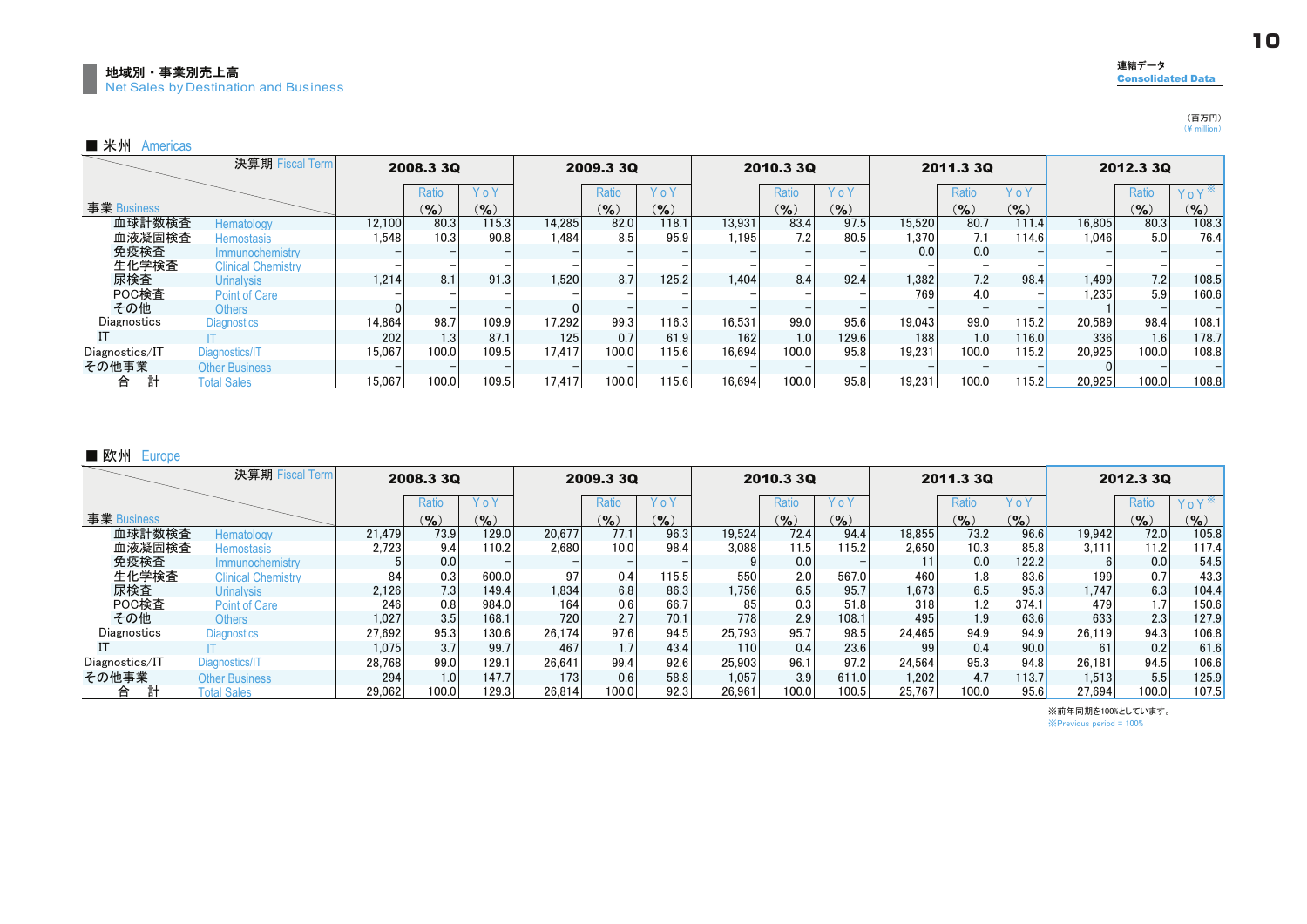## 地域別・事業別売上高
Net Sales by Destination and Business

連結データ
Consolidated Data

（百万円）
(¥ million)

### ■ 米州　Americas

| 事業 Business ＼ 決算期 Fiscal Term | | 2008.3 3Q | | | 2009.3 3Q | | | 2010.3 3Q | | | 2011.3 3Q | | | 2012.3 3Q | | |
|---|---|---|---|---|---|---|---|---|---|---|---|---|---|---|---|---|
| | | | Ratio (%) | YoY (%) | | Ratio (%) | YoY (%) | | Ratio (%) | YoY (%) | | Ratio (%) | YoY (%) | | Ratio (%) | YoY※ (%) |
| 血球計数検査 | Hematology | 12,100 | 80.3 | 115.3 | 14,285 | 82.0 | 118.1 | 13,931 | 83.4 | 97.5 | 15,520 | 80.7 | 111.4 | 16,805 | 80.3 | 108.3 |
| 血液凝固検査 | Hemostasis | 1,548 | 10.3 | 90.8 | 1,484 | 8.5 | 95.9 | 1,195 | 7.2 | 80.5 | 1,370 | 7.1 | 114.6 | 1,046 | 5.0 | 76.4 |
| 免疫検査 | Immunochemistry | – | – | – | – | – | – | – | – | – | 0.0 | 0.0 | – | – | – | – |
| 生化学検査 | Clinical Chemistry | – | – | – | – | – | – | – | – | – | – | – | – | – | – | – |
| 尿検査 | Urinalysis | 1,214 | 8.1 | 91.3 | 1,520 | 8.7 | 125.2 | 1,404 | 8.4 | 92.4 | 1,382 | 7.2 | 98.4 | 1,499 | 7.2 | 108.5 |
| POC検査 | Point of Care | – | – | – | – | – | – | – | – | – | 769 | 4.0 | – | 1,235 | 5.9 | 160.6 |
| その他 | Others | 0 | – | – | 0 | – | – | – | – | – | – | – | – | 1 | – | – |
| Diagnostics | Diagnostics | 14,864 | 98.7 | 109.9 | 17,292 | 99.3 | 116.3 | 16,531 | 99.0 | 95.6 | 19,043 | 99.0 | 115.2 | 20,589 | 98.4 | 108.1 |
| IT | IT | 202 | 1.3 | 87.1 | 125 | 0.7 | 61.9 | 162 | 1.0 | 129.6 | 188 | 1.0 | 116.0 | 336 | 1.6 | 178.7 |
| Diagnostics/IT | Diagnostics/IT | 15,067 | 100.0 | 109.5 | 17,417 | 100.0 | 115.6 | 16,694 | 100.0 | 95.8 | 19,231 | 100.0 | 115.2 | 20,925 | 100.0 | 108.8 |
| その他事業 | Other Business | – | – | – | – | – | – | – | – | – | – | – | – | 0 | – | – |
| 合　計 | Total Sales | 15,067 | 100.0 | 109.5 | 17,417 | 100.0 | 115.6 | 16,694 | 100.0 | 95.8 | 19,231 | 100.0 | 115.2 | 20,925 | 100.0 | 108.8 |

### ■ 欧州　Europe

| 事業 Business ＼ 決算期 Fiscal Term | | 2008.3 3Q | | | 2009.3 3Q | | | 2010.3 3Q | | | 2011.3 3Q | | | 2012.3 3Q | | |
|---|---|---|---|---|---|---|---|---|---|---|---|---|---|---|---|---|
| | | | Ratio (%) | YoY (%) | | Ratio (%) | YoY (%) | | Ratio (%) | YoY (%) | | Ratio (%) | YoY (%) | | Ratio (%) | YoY※ (%) |
| 血球計数検査 | Hematology | 21,479 | 73.9 | 129.0 | 20,677 | 77.1 | 96.3 | 19,524 | 72.4 | 94.4 | 18,855 | 73.2 | 96.6 | 19,942 | 72.0 | 105.8 |
| 血液凝固検査 | Hemostasis | 2,723 | 9.4 | 110.2 | 2,680 | 10.0 | 98.4 | 3,088 | 11.5 | 115.2 | 2,650 | 10.3 | 85.8 | 3,111 | 11.2 | 117.4 |
| 免疫検査 | Immunochemistry | 5 | 0.0 | – | – | – | – | 9 | 0.0 | – | 11 | 0.0 | 122.2 | 6 | 0.0 | 54.5 |
| 生化学検査 | Clinical Chemistry | 84 | 0.3 | 600.0 | 97 | 0.4 | 115.5 | 550 | 2.0 | 567.0 | 460 | 1.8 | 83.6 | 199 | 0.7 | 43.3 |
| 尿検査 | Urinalysis | 2,126 | 7.3 | 149.4 | 1,834 | 6.8 | 86.3 | 1,756 | 6.5 | 95.7 | 1,673 | 6.5 | 95.3 | 1,747 | 6.3 | 104.4 |
| POC検査 | Point of Care | 246 | 0.8 | 984.0 | 164 | 0.6 | 66.7 | 85 | 0.3 | 51.8 | 318 | 1.2 | 374.1 | 479 | 1.7 | 150.6 |
| その他 | Others | 1,027 | 3.5 | 168.1 | 720 | 2.7 | 70.1 | 778 | 2.9 | 108.1 | 495 | 1.9 | 63.6 | 633 | 2.3 | 127.9 |
| Diagnostics | Diagnostics | 27,692 | 95.3 | 130.6 | 26,174 | 97.6 | 94.5 | 25,793 | 95.7 | 98.5 | 24,465 | 94.9 | 94.9 | 26,119 | 94.3 | 106.8 |
| IT | IT | 1,075 | 3.7 | 99.7 | 467 | 1.7 | 43.4 | 110 | 0.4 | 23.6 | 99 | 0.4 | 90.0 | 61 | 0.2 | 61.6 |
| Diagnostics/IT | Diagnostics/IT | 28,768 | 99.0 | 129.1 | 26,641 | 99.4 | 92.6 | 25,903 | 96.1 | 97.2 | 24,564 | 95.3 | 94.8 | 26,181 | 94.5 | 106.6 |
| その他事業 | Other Business | 294 | 1.0 | 147.7 | 173 | 0.6 | 58.8 | 1,057 | 3.9 | 611.0 | 1,202 | 4.7 | 113.7 | 1,513 | 5.5 | 125.9 |
| 合　計 | Total Sales | 29,062 | 100.0 | 129.3 | 26,814 | 100.0 | 92.3 | 26,961 | 100.0 | 100.5 | 25,767 | 100.0 | 95.6 | 27,694 | 100.0 | 107.5 |

※前年同期を100%としています。
※Previous period = 100%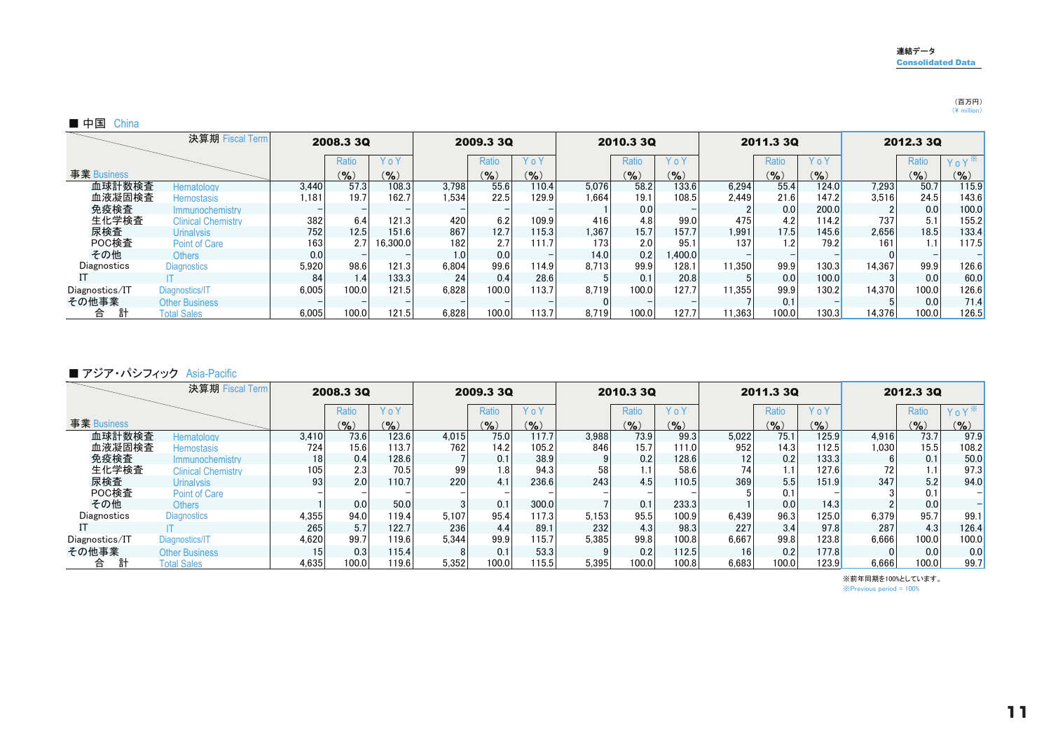連結データ
Consolidated Data

（百万円）
（¥ million）

## ■ 中国 China

| 事業 Business \ 決算期 Fiscal Term | | 2008.3 3Q | | | 2009.3 3Q | | | 2010.3 3Q | | | 2011.3 3Q | | | 2012.3 3Q | | |
|---|---|---|---|---|---|---|---|---|---|---|---|---|---|---|---|---|
| | | | Ratio (%) | YoY (%) | | Ratio (%) | YoY (%) | | Ratio (%) | YoY (%) | | Ratio (%) | YoY (%) | | Ratio (%) | YoY※ (%) |
| 血球計数検査 | Hematology | 3,440 | 57.3 | 108.3 | 3,798 | 55.6 | 110.4 | 5,076 | 58.2 | 133.6 | 6,294 | 55.4 | 124.0 | 7,293 | 50.7 | 115.9 |
| 血液凝固検査 | Hemostasis | 1,181 | 19.7 | 162.7 | 1,534 | 22.5 | 129.9 | 1,664 | 19.1 | 108.5 | 2,449 | 21.6 | 147.2 | 3,516 | 24.5 | 143.6 |
| 免疫検査 | Immunochemistry | – | – | – | – | – | – | 1 | 0.0 | – | 2 | 0.0 | 200.0 | 2 | 0.0 | 100.0 |
| 生化学検査 | Clinical Chemistry | 382 | 6.4 | 121.3 | 420 | 6.2 | 109.9 | 416 | 4.8 | 99.0 | 475 | 4.2 | 114.2 | 737 | 5.1 | 155.2 |
| 尿検査 | Urinalysis | 752 | 12.5 | 151.6 | 867 | 12.7 | 115.3 | 1,367 | 15.7 | 157.7 | 1,991 | 17.5 | 145.6 | 2,656 | 18.5 | 133.4 |
| POC検査 | Point of Care | 163 | 2.7 | 16,300.0 | 182 | 2.7 | 111.7 | 173 | 2.0 | 95.1 | 137 | 1.2 | 79.2 | 161 | 1.1 | 117.5 |
| その他 | Others | 0.0 | – | – | 1.0 | 0.0 | – | 14.0 | 0.2 | 1,400.0 | – | – | – | 0 | – | – |
| Diagnostics | Diagnostics | 5,920 | 98.6 | 121.3 | 6,804 | 99.6 | 114.9 | 8,713 | 99.9 | 128.1 | 11,350 | 99.9 | 130.3 | 14,367 | 99.9 | 126.6 |
| IT | IT | 84 | 1.4 | 133.3 | 24 | 0.4 | 28.6 | 5 | 0.1 | 20.8 | 5 | 0.0 | 100.0 | 3 | 0.0 | 60.0 |
| Diagnostics/IT | Diagnostics/IT | 6,005 | 100.0 | 121.5 | 6,828 | 100.0 | 113.7 | 8,719 | 100.0 | 127.7 | 11,355 | 99.9 | 130.2 | 14,370 | 100.0 | 126.6 |
| その他事業 | Other Business | – | – | – | – | – | – | 0 | – | – | 7 | 0.1 | – | 5 | 0.0 | 71.4 |
| 合　計 | Total Sales | 6,005 | 100.0 | 121.5 | 6,828 | 100.0 | 113.7 | 8,719 | 100.0 | 127.7 | 11,363 | 100.0 | 130.3 | 14,376 | 100.0 | 126.5 |

## ■ アジア・パシフィック Asia-Pacific

| 事業 Business \ 決算期 Fiscal Term | | 2008.3 3Q | | | 2009.3 3Q | | | 2010.3 3Q | | | 2011.3 3Q | | | 2012.3 3Q | | |
|---|---|---|---|---|---|---|---|---|---|---|---|---|---|---|---|---|
| | | | Ratio (%) | YoY (%) | | Ratio (%) | YoY (%) | | Ratio (%) | YoY (%) | | Ratio (%) | YoY (%) | | Ratio (%) | YoY※ (%) |
| 血球計数検査 | Hematology | 3,410 | 73.6 | 123.6 | 4,015 | 75.0 | 117.7 | 3,988 | 73.9 | 99.3 | 5,022 | 75.1 | 125.9 | 4,916 | 73.7 | 97.9 |
| 血液凝固検査 | Hemostasis | 724 | 15.6 | 113.7 | 762 | 14.2 | 105.2 | 846 | 15.7 | 111.0 | 952 | 14.3 | 112.5 | 1,030 | 15.5 | 108.2 |
| 免疫検査 | Immunochemistry | 18 | 0.4 | 128.6 | 7 | 0.1 | 38.9 | 9 | 0.2 | 128.6 | 12 | 0.2 | 133.3 | 6 | 0.1 | 50.0 |
| 生化学検査 | Clinical Chemistry | 105 | 2.3 | 70.5 | 99 | 1.8 | 94.3 | 58 | 1.1 | 58.6 | 74 | 1.1 | 127.6 | 72 | 1.1 | 97.3 |
| 尿検査 | Urinalysis | 93 | 2.0 | 110.7 | 220 | 4.1 | 236.6 | 243 | 4.5 | 110.5 | 369 | 5.5 | 151.9 | 347 | 5.2 | 94.0 |
| POC検査 | Point of Care | – | – | – | – | – | – | – | – | – | 5 | 0.1 | | 3 | 0.1 | – |
| その他 | Others | 1 | 0.0 | 50.0 | 3 | 0.1 | 300.0 | 7 | 0.1 | 233.3 | 1 | 0.0 | 14.3 | 2 | 0.0 | – |
| Diagnostics | Diagnostics | 4,355 | 94.0 | 119.4 | 5,107 | 95.4 | 117.3 | 5,153 | 95.5 | 100.9 | 6,439 | 96.3 | 125.0 | 6,379 | 95.7 | 99.1 |
| IT | IT | 265 | 5.7 | 122.7 | 236 | 4.4 | 89.1 | 232 | 4.3 | 98.3 | 227 | 3.4 | 97.8 | 287 | 4.3 | 126.4 |
| Diagnostics/IT | Diagnostics/IT | 4,620 | 99.7 | 119.6 | 5,344 | 99.9 | 115.7 | 5,385 | 99.8 | 100.8 | 6,667 | 99.8 | 123.8 | 6,666 | 100.0 | 100.0 |
| その他事業 | Other Business | 15 | 0.3 | 115.4 | 8 | 0.1 | 53.3 | 9 | 0.2 | 112.5 | 16 | 0.2 | 177.8 | 0 | 0.0 | 0.0 |
| 合　計 | Total Sales | 4,635 | 100.0 | 119.6 | 5,352 | 100.0 | 115.5 | 5,395 | 100.0 | 100.8 | 6,683 | 100.0 | 123.9 | 6,666 | 100.0 | 99.7 |

※前年同期を100%としています。
※Previous period = 100%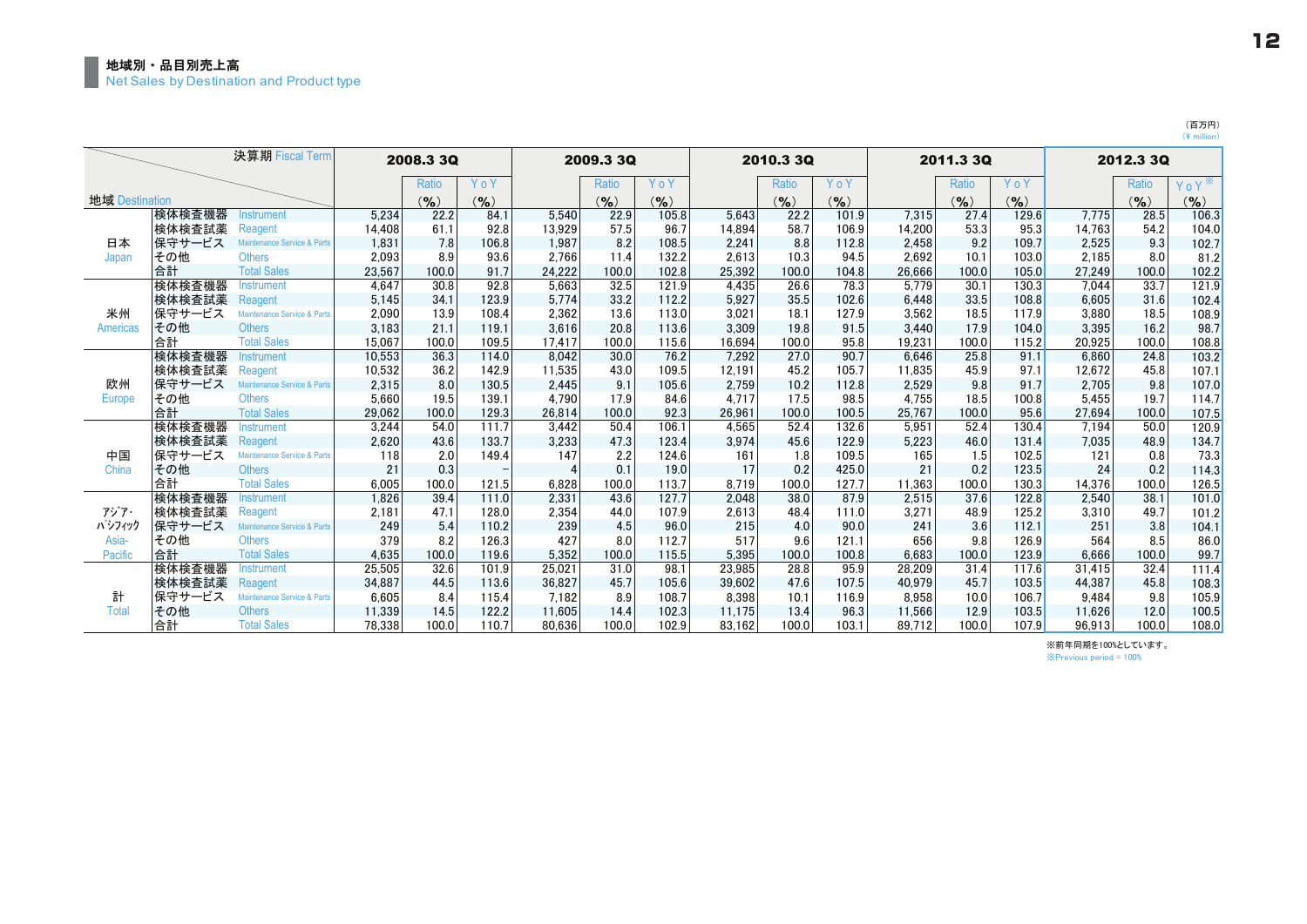## 地域別・品目別売上高
Net Sales by Destination and Product type

（百万円）
(¥ million)

| 地域 Destination | 決算期 Fiscal Term | 2008.3 3Q | Ratio (%) | YoY (%) | 2009.3 3Q | Ratio (%) | YoY (%) | 2010.3 3Q | Ratio (%) | YoY (%) | 2011.3 3Q | Ratio (%) | YoY (%) | 2012.3 3Q | Ratio (%) | YoY※ (%) |
|---|---|---|---|---|---|---|---|---|---|---|---|---|---|---|---|---|
| 日本 Japan | 検体検査機器 Instrument | 5,234 | 22.2 | 84.1 | 5,540 | 22.9 | 105.8 | 5,643 | 22.2 | 101.9 | 7,315 | 27.4 | 129.6 | 7,775 | 28.5 | 106.3 |
| | 検体検査試薬 Reagent | 14,408 | 61.1 | 92.8 | 13,929 | 57.5 | 96.7 | 14,894 | 58.7 | 106.9 | 14,200 | 53.3 | 95.3 | 14,763 | 54.2 | 104.0 |
| | 保守サービス Maintenance Service & Parts | 1,831 | 7.8 | 106.8 | 1,987 | 8.2 | 108.5 | 2,241 | 8.8 | 112.8 | 2,458 | 9.2 | 109.7 | 2,525 | 9.3 | 102.7 |
| | その他 Others | 2,093 | 8.9 | 93.6 | 2,766 | 11.4 | 132.2 | 2,613 | 10.3 | 94.5 | 2,692 | 10.1 | 103.0 | 2,185 | 8.0 | 81.2 |
| | 合計 Total Sales | 23,567 | 100.0 | 91.7 | 24,222 | 100.0 | 102.8 | 25,392 | 100.0 | 104.8 | 26,666 | 100.0 | 105.0 | 27,249 | 100.0 | 102.2 |
| 米州 Americas | 検体検査機器 Instrument | 4,647 | 30.8 | 92.8 | 5,663 | 32.5 | 121.9 | 4,435 | 26.6 | 78.3 | 5,779 | 30.1 | 130.3 | 7,044 | 33.7 | 121.9 |
| | 検体検査試薬 Reagent | 5,145 | 34.1 | 123.9 | 5,774 | 33.2 | 112.2 | 5,927 | 35.5 | 102.6 | 6,448 | 33.5 | 108.8 | 6,605 | 31.6 | 102.4 |
| | 保守サービス Maintenance Service & Parts | 2,090 | 13.9 | 108.4 | 2,362 | 13.6 | 113.0 | 3,021 | 18.1 | 127.9 | 3,562 | 18.5 | 117.9 | 3,880 | 18.5 | 108.9 |
| | その他 Others | 3,183 | 21.1 | 119.1 | 3,616 | 20.8 | 113.6 | 3,309 | 19.8 | 91.5 | 3,440 | 17.9 | 104.0 | 3,395 | 16.2 | 98.7 |
| | 合計 Total Sales | 15,067 | 100.0 | 109.5 | 17,417 | 100.0 | 115.6 | 16,694 | 100.0 | 95.8 | 19,231 | 100.0 | 115.2 | 20,925 | 100.0 | 108.8 |
| 欧州 Europe | 検体検査機器 Instrument | 10,553 | 36.3 | 114.0 | 8,042 | 30.0 | 76.2 | 7,292 | 27.0 | 90.7 | 6,646 | 25.8 | 91.1 | 6,860 | 24.8 | 103.2 |
| | 検体検査試薬 Reagent | 10,532 | 36.2 | 142.9 | 11,535 | 43.0 | 109.5 | 12,191 | 45.2 | 105.7 | 11,835 | 45.9 | 97.1 | 12,672 | 45.8 | 107.1 |
| | 保守サービス Maintenance Service & Parts | 2,315 | 8.0 | 130.5 | 2,445 | 9.1 | 105.6 | 2,759 | 10.2 | 112.8 | 2,529 | 9.8 | 91.7 | 2,705 | 9.8 | 107.0 |
| | その他 Others | 5,660 | 19.5 | 139.1 | 4,790 | 17.9 | 84.6 | 4,717 | 17.5 | 98.5 | 4,755 | 18.5 | 100.8 | 5,455 | 19.7 | 114.7 |
| | 合計 Total Sales | 29,062 | 100.0 | 129.3 | 26,814 | 100.0 | 92.3 | 26,961 | 100.0 | 100.5 | 25,767 | 100.0 | 95.6 | 27,694 | 100.0 | 107.5 |
| 中国 China | 検体検査機器 Instrument | 3,244 | 54.0 | 111.7 | 3,442 | 50.4 | 106.1 | 4,565 | 52.4 | 132.6 | 5,951 | 52.4 | 130.4 | 7,194 | 50.0 | 120.9 |
| | 検体検査試薬 Reagent | 2,620 | 43.6 | 133.7 | 3,233 | 47.3 | 123.4 | 3,974 | 45.6 | 122.9 | 5,223 | 46.0 | 131.4 | 7,035 | 48.9 | 134.7 |
| | 保守サービス Maintenance Service & Parts | 118 | 2.0 | 149.4 | 147 | 2.2 | 124.6 | 161 | 1.8 | 109.5 | 165 | 1.5 | 102.5 | 121 | 0.8 | 73.3 |
| | その他 Others | 21 | 0.3 | – | 4 | 0.1 | 19.0 | 17 | 0.2 | 425.0 | 21 | 0.2 | 123.5 | 24 | 0.2 | 114.3 |
| | 合計 Total Sales | 6,005 | 100.0 | 121.5 | 6,828 | 100.0 | 113.7 | 8,719 | 100.0 | 127.7 | 11,363 | 100.0 | 130.3 | 14,376 | 100.0 | 126.5 |
| アジア・パシフィック Asia-Pacific | 検体検査機器 Instrument | 1,826 | 39.4 | 111.0 | 2,331 | 43.6 | 127.7 | 2,048 | 38.0 | 87.9 | 2,515 | 37.6 | 122.8 | 2,540 | 38.1 | 101.0 |
| | 検体検査試薬 Reagent | 2,181 | 47.1 | 128.0 | 2,354 | 44.0 | 107.9 | 2,613 | 48.4 | 111.0 | 3,271 | 48.9 | 125.2 | 3,310 | 49.7 | 101.2 |
| | 保守サービス Maintenance Service & Parts | 249 | 5.4 | 110.2 | 239 | 4.5 | 96.0 | 215 | 4.0 | 90.0 | 241 | 3.6 | 112.1 | 251 | 3.8 | 104.1 |
| | その他 Others | 379 | 8.2 | 126.3 | 427 | 8.0 | 112.7 | 517 | 9.6 | 121.1 | 656 | 9.8 | 126.9 | 564 | 8.5 | 86.0 |
| | 合計 Total Sales | 4,635 | 100.0 | 119.6 | 5,352 | 100.0 | 115.5 | 5,395 | 100.0 | 100.8 | 6,683 | 100.0 | 123.9 | 6,666 | 100.0 | 99.7 |
| 計 Total | 検体検査機器 Instrument | 25,505 | 32.6 | 101.9 | 25,021 | 31.0 | 98.1 | 23,985 | 28.8 | 95.9 | 28,209 | 31.4 | 117.6 | 31,415 | 32.4 | 111.4 |
| | 検体検査試薬 Reagent | 34,887 | 44.5 | 113.6 | 36,827 | 45.7 | 105.6 | 39,602 | 47.6 | 107.5 | 40,979 | 45.7 | 103.5 | 44,387 | 45.8 | 108.3 |
| | 保守サービス Maintenance Service & Parts | 6,605 | 8.4 | 115.4 | 7,182 | 8.9 | 108.7 | 8,398 | 10.1 | 116.9 | 8,958 | 10.0 | 106.7 | 9,484 | 9.8 | 105.9 |
| | その他 Others | 11,339 | 14.5 | 122.2 | 11,605 | 14.4 | 102.3 | 11,175 | 13.4 | 96.3 | 11,566 | 12.9 | 103.5 | 11,626 | 12.0 | 100.5 |
| | 合計 Total Sales | 78,338 | 100.0 | 110.7 | 80,636 | 100.0 | 102.9 | 83,162 | 100.0 | 103.1 | 89,712 | 100.0 | 107.9 | 96,913 | 100.0 | 108.0 |

※前年同期を100%としています。
※Previous period = 100%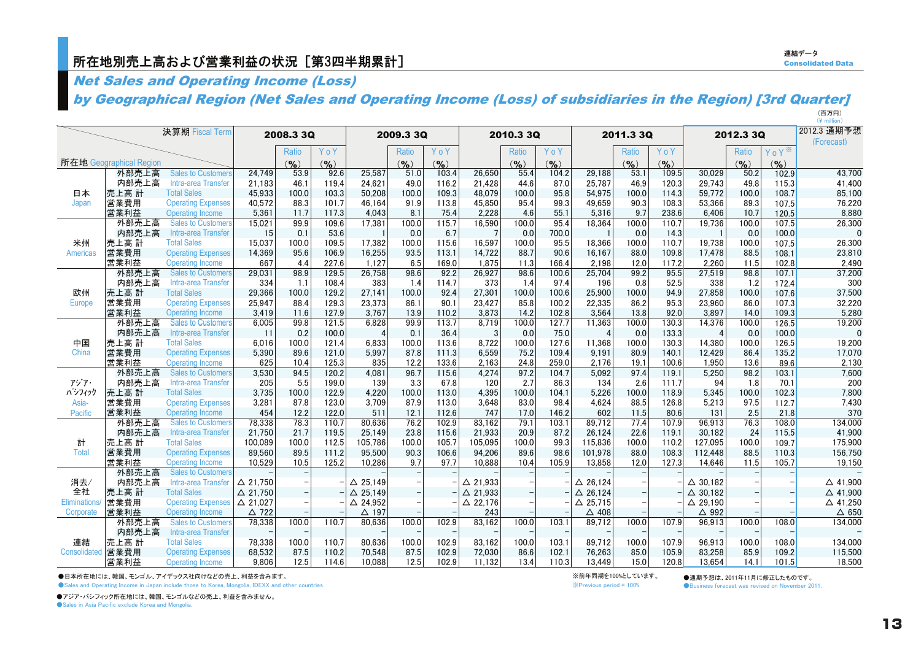# 所在地別売上高および営業利益の状況［第3四半期累計］

## *Net Sales and Operating Income (Loss) by Geographical Region (Net Sales and Operating Income (Loss) of subsidiaries in the Region) [3rd Quarter]*

連結データ Consolidated Data

（百万円）(¥ million)

| 所在地 Geographical Region | 決算期 Fiscal Term | 2008.3 3Q | Ratio (%) | YoY (%) | 2009.3 3Q | Ratio (%) | YoY (%) | 2010.3 3Q | Ratio (%) | YoY (%) | 2011.3 3Q | Ratio (%) | YoY (%) | 2012.3 3Q | Ratio (%) | YoY※ (%) | 2012.3 通期予想 (Forecast) |
|---|---|---|---|---|---|---|---|---|---|---|---|---|---|---|---|---|---|
| 日本 Japan | 外部売上高 Sales to Customers | 24,749 | 53.9 | 92.6 | 25,587 | 51.0 | 103.4 | 26,650 | 55.4 | 104.2 | 29,188 | 53.1 | 109.5 | 30,029 | 50.2 | 102.9 | 43,700 |
| | 内部売上高 Intra-area Transfer | 21,183 | 46.1 | 119.4 | 24,621 | 49.0 | 116.2 | 21,428 | 44.6 | 87.0 | 25,787 | 46.9 | 120.3 | 29,743 | 49.8 | 115.3 | 41,400 |
| | 売上高 計 Total Sales | 45,933 | 100.0 | 103.3 | 50,208 | 100.0 | 109.3 | 48,079 | 100.0 | 95.8 | 54,975 | 100.0 | 114.3 | 59,772 | 100.0 | 108.7 | 85,100 |
| | 営業費用 Operating Expenses | 40,572 | 88.3 | 101.7 | 46,164 | 91.9 | 113.8 | 45,850 | 95.4 | 99.3 | 49,659 | 90.3 | 108.3 | 53,366 | 89.3 | 107.5 | 76,220 |
| | 営業利益 Operating Income | 5,361 | 11.7 | 117.3 | 4,043 | 8.1 | 75.4 | 2,228 | 4.6 | 55.1 | 5,316 | 9.7 | 238.6 | 6,406 | 10.7 | 120.5 | 8,880 |
| 米州 Americas | 外部売上高 Sales to Customers | 15,021 | 99.9 | 109.6 | 17,381 | 100.0 | 115.7 | 16,590 | 100.0 | 95.4 | 18,364 | 100.0 | 110.7 | 19,736 | 100.0 | 107.5 | 26,300 |
| | 内部売上高 Intra-area Transfer | 15 | 0.1 | 53.6 | 1 | 0.0 | 6.7 | 7 | 0.0 | 700.0 | 1 | 0.0 | 14.3 | 1 | 0.0 | 100.0 | 0 |
| | 売上高 計 Total Sales | 15,037 | 100.0 | 109.5 | 17,382 | 100.0 | 115.6 | 16,597 | 100.0 | 95.5 | 18,366 | 100.0 | 110.7 | 19,738 | 100.0 | 107.5 | 26,300 |
| | 営業費用 Operating Expenses | 14,369 | 95.6 | 106.9 | 16,255 | 93.5 | 113.1 | 14,722 | 88.7 | 90.6 | 16,167 | 88.0 | 109.8 | 17,478 | 88.5 | 108.1 | 23,810 |
| | 営業利益 Operating Income | 667 | 4.4 | 227.6 | 1,127 | 6.5 | 169.0 | 1,875 | 11.3 | 166.4 | 2,198 | 12.0 | 117.2 | 2,260 | 11.5 | 102.8 | 2,490 |
| 欧州 Europe | 外部売上高 Sales to Customers | 29,031 | 98.9 | 129.5 | 26,758 | 98.6 | 92.2 | 26,927 | 98.6 | 100.6 | 25,704 | 99.2 | 95.5 | 27,519 | 98.8 | 107.1 | 37,200 |
| | 内部売上高 Intra-area Transfer | 334 | 1.1 | 108.4 | 383 | 1.4 | 114.7 | 373 | 1.4 | 97.4 | 196 | 0.8 | 52.5 | 338 | 1.2 | 172.4 | 300 |
| | 売上高 計 Total Sales | 29,366 | 100.0 | 129.2 | 27,141 | 100.0 | 92.4 | 27,301 | 100.0 | 100.6 | 25,900 | 100.0 | 94.9 | 27,858 | 100.0 | 107.6 | 37,500 |
| | 営業費用 Operating Expenses | 25,947 | 88.4 | 129.3 | 23,373 | 86.1 | 90.1 | 23,427 | 85.8 | 100.2 | 22,335 | 86.2 | 95.3 | 23,960 | 86.0 | 107.3 | 32,220 |
| | 営業利益 Operating Income | 3,419 | 11.6 | 127.9 | 3,767 | 13.9 | 110.2 | 3,873 | 14.2 | 102.8 | 3,564 | 13.8 | 92.0 | 3,897 | 14.0 | 109.3 | 5,280 |
| 中国 China | 外部売上高 Sales to Customers | 6,005 | 99.8 | 121.5 | 6,828 | 99.9 | 113.7 | 8,719 | 100.0 | 127.7 | 11,363 | 100.0 | 130.3 | 14,376 | 100.0 | 126.5 | 19,200 |
| | 内部売上高 Intra-area Transfer | 11 | 0.2 | 100.0 | 4 | 0.1 | 36.4 | 3 | 0.0 | 75.0 | 4 | 0.0 | 133.3 | 4 | 0.0 | 100.0 | 0 |
| | 売上高 計 Total Sales | 6,016 | 100.0 | 121.4 | 6,833 | 100.0 | 113.6 | 8,722 | 100.0 | 127.6 | 11,368 | 100.0 | 130.3 | 14,380 | 100.0 | 126.5 | 19,200 |
| | 営業費用 Operating Expenses | 5,390 | 89.6 | 121.0 | 5,997 | 87.8 | 111.3 | 6,559 | 75.2 | 109.4 | 9,191 | 80.9 | 140.1 | 12,429 | 86.4 | 135.2 | 17,070 |
| | 営業利益 Operating Income | 625 | 10.4 | 125.3 | 835 | 12.2 | 133.6 | 2,163 | 24.8 | 259.0 | 2,176 | 19.1 | 100.6 | 1,950 | 13.6 | 89.6 | 2,130 |
| アジア・パシフィック Asia-Pacific | 外部売上高 Sales to Customers | 3,530 | 94.5 | 120.2 | 4,081 | 96.7 | 115.6 | 4,274 | 97.2 | 104.7 | 5,092 | 97.4 | 119.1 | 5,250 | 98.2 | 103.1 | 7,600 |
| | 内部売上高 Intra-area Transfer | 205 | 5.5 | 199.0 | 139 | 3.3 | 67.8 | 120 | 2.7 | 86.3 | 134 | 2.6 | 111.7 | 94 | 1.8 | 70.1 | 200 |
| | 売上高 計 Total Sales | 3,735 | 100.0 | 122.9 | 4,220 | 100.0 | 113.0 | 4,395 | 100.0 | 104.1 | 5,226 | 100.0 | 118.9 | 5,345 | 100.0 | 102.3 | 7,800 |
| | 営業費用 Operating Expenses | 3,281 | 87.8 | 123.0 | 3,709 | 87.9 | 113.0 | 3,648 | 83.0 | 98.4 | 4,624 | 88.5 | 126.8 | 5,213 | 97.5 | 112.7 | 7,430 |
| | 営業利益 Operating Income | 454 | 12.2 | 122.0 | 511 | 12.1 | 112.6 | 747 | 17.0 | 146.2 | 602 | 11.5 | 80.6 | 131 | 2.5 | 21.8 | 370 |
| 計 Total | 外部売上高 Sales to Customers | 78,338 | 78.3 | 110.7 | 80,636 | 76.2 | 102.9 | 83,162 | 79.1 | 103.1 | 89,712 | 77.4 | 107.9 | 96,913 | 76.3 | 108.0 | 134,000 |
| | 内部売上高 Intra-area Transfer | 21,750 | 21.7 | 119.5 | 25,149 | 23.8 | 115.6 | 21,933 | 20.9 | 87.2 | 26,124 | 22.6 | 119.1 | 30,182 | 24 | 115.5 | 41,900 |
| | 売上高 計 Total Sales | 100,089 | 100.0 | 112.5 | 105,786 | 100.0 | 105.7 | 105,095 | 100.0 | 99.3 | 115,836 | 100.0 | 110.2 | 127,095 | 100.0 | 109.7 | 175,900 |
| | 営業費用 Operating Expenses | 89,560 | 89.5 | 111.2 | 95,500 | 90.3 | 106.6 | 94,206 | 89.6 | 98.6 | 101,978 | 88.0 | 108.3 | 112,448 | 88.5 | 110.3 | 156,750 |
| | 営業利益 Operating Income | 10,529 | 10.5 | 125.2 | 10,286 | 9.7 | 97.7 | 10,888 | 10.4 | 105.9 | 13,858 | 12.0 | 127.3 | 14,646 | 11.5 | 105.7 | 19,150 |
| 消去/全社 Eliminations/Corporate | 外部売上高 Sales to Customers | – | – | – | – | – | – | – | – | – | – | – | – | – | – | – | – |
| | 内部売上高 Intra-area Transfer | △ 21,750 | – | – | △ 25,149 | – | – | △ 21,933 | – | – | △ 26,124 | – | – | △ 30,182 | – | – | △ 41,900 |
| | 売上高 計 Total Sales | △ 21,750 | – | – | △ 25,149 | – | – | △ 21,933 | – | – | △ 26,124 | – | – | △ 30,182 | – | – | △ 41,900 |
| | 営業費用 Operating Expenses | △ 21,027 | – | – | △ 24,952 | – | – | △ 22,176 | – | – | △ 25,715 | – | – | △ 29,190 | – | – | △ 41,250 |
| | 営業利益 Operating Income | △ 722 | – | – | △ 197 | – | – | 243 | – | – | △ 408 | – | – | △ 992 | – | – | △ 650 |
| 連結 Consolidated | 外部売上高 Sales to Customers | 78,338 | 100.0 | 110.7 | 80,636 | 100.0 | 102.9 | 83,162 | 100.0 | 103.1 | 89,712 | 100.0 | 107.9 | 96,913 | 100.0 | 108.0 | 134,000 |
| | 内部売上高 Intra-area Transfer | – | – | – | – | – | – | – | – | – | – | – | – | – | – | – | – |
| | 売上高 計 Total Sales | 78,338 | 100.0 | 110.7 | 80,636 | 100.0 | 102.9 | 83,162 | 100.0 | 103.1 | 89,712 | 100.0 | 107.9 | 96,913 | 100.0 | 108.0 | 134,000 |
| | 営業費用 Operating Expenses | 68,532 | 87.5 | 110.2 | 70,548 | 87.5 | 102.9 | 72,030 | 86.6 | 102.1 | 76,263 | 85.0 | 105.9 | 83,258 | 85.9 | 109.2 | 115,500 |
| | 営業利益 Operating Income | 9,806 | 12.5 | 114.6 | 10,088 | 12.5 | 102.9 | 11,132 | 13.4 | 110.3 | 13,449 | 15.0 | 120.8 | 13,654 | 14.1 | 101.5 | 18,500 |

●日本所在地には、韓国、モンゴル、アイデックス社向けなどの売上、利益を含みます。
●Sales and Operating Income in Japan include those to Korea, Mongolia, IDEXX and other countries.

●アジア・パシフィック所在地には、韓国、モンゴルなどの売上、利益を含みません。
●Sales in Asia Pacific exclude Korea and Mongolia.

※前年同期を100%としています。
※Previous period = 100%

●通期予想は、2011年11月に修正したものです。
●Business forecast was revised on November 2011.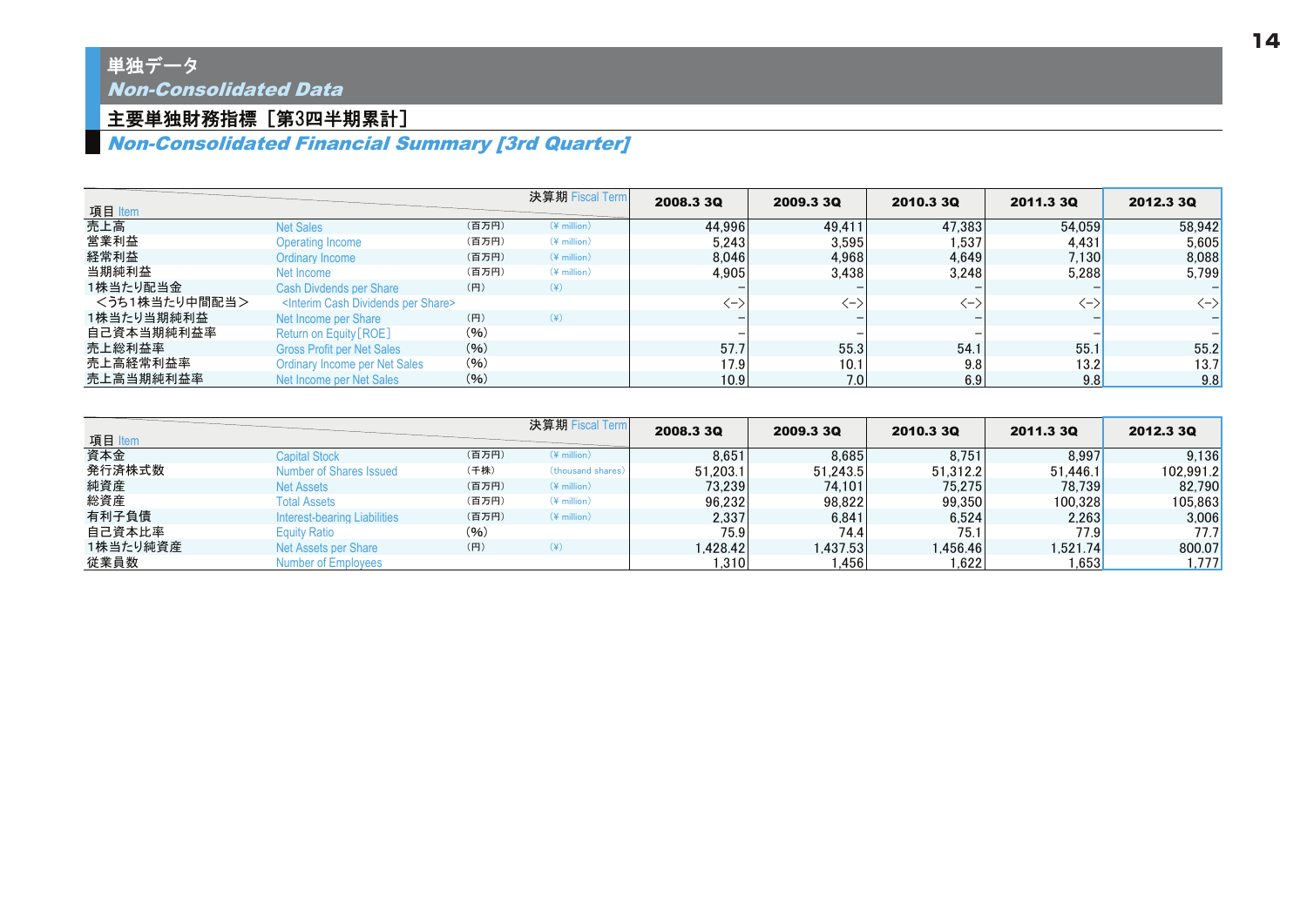# 単独データ
## *Non-Consolidated Data*

### 主要単独財務指標［第3四半期累計］
### *Non-Consolidated Financial Summary [3rd Quarter]*

| 項目 Item | | | 決算期 Fiscal Term | 2008.3 3Q | 2009.3 3Q | 2010.3 3Q | 2011.3 3Q | 2012.3 3Q |
|---|---|---|---|---|---|---|---|---|
| 売上高 | Net Sales | (百万円) | (¥ million) | 44,996 | 49,411 | 47,383 | 54,059 | 58,942 |
| 営業利益 | Operating Income | (百万円) | (¥ million) | 5,243 | 3,595 | 1,537 | 4,431 | 5,605 |
| 経常利益 | Ordinary Income | (百万円) | (¥ million) | 8,046 | 4,968 | 4,649 | 7,130 | 8,088 |
| 当期純利益 | Net Income | (百万円) | (¥ million) | 4,905 | 3,438 | 3,248 | 5,288 | 5,799 |
| 1株当たり配当金 | Cash Divdends per Share | (円) | (¥) | − | − | − | − | − |
| <うち1株当たり中間配当> | <Interim Cash Dividends per Share> | | | <−> | <−> | <−> | <−> | <−> |
| 1株当たり当期純利益 | Net Income per Share | (円) | (¥) | − | − | − | − | − |
| 自己資本当期純利益率 | Return on Equity［ROE］ | (%) | | − | − | − | − | − |
| 売上総利益率 | Gross Profit per Net Sales | (%) | | 57.7 | 55.3 | 54.1 | 55.1 | 55.2 |
| 売上高経常利益率 | Ordinary Income per Net Sales | (%) | | 17.9 | 10.1 | 9.8 | 13.2 | 13.7 |
| 売上高当期純利益率 | Net Income per Net Sales | (%) | | 10.9 | 7.0 | 6.9 | 9.8 | 9.8 |

| 項目 Item | | | 決算期 Fiscal Term | 2008.3 3Q | 2009.3 3Q | 2010.3 3Q | 2011.3 3Q | 2012.3 3Q |
|---|---|---|---|---|---|---|---|---|
| 資本金 | Capital Stock | (百万円) | (¥ million) | 8,651 | 8,685 | 8,751 | 8,997 | 9,136 |
| 発行済株式数 | Number of Shares Issued | (千株) | (thousand shares) | 51,203.1 | 51,243.5 | 51,312.2 | 51,446.1 | 102,991.2 |
| 純資産 | Net Assets | (百万円) | (¥ million) | 73,239 | 74,101 | 75,275 | 78,739 | 82,790 |
| 総資産 | Total Assets | (百万円) | (¥ million) | 96,232 | 98,822 | 99,350 | 100,328 | 105,863 |
| 有利子負債 | Interest-bearing Liabilities | (百万円) | (¥ million) | 2,337 | 6,841 | 6,524 | 2,263 | 3,006 |
| 自己資本比率 | Equity Ratio | (%) | | 75.9 | 74.4 | 75.1 | 77.9 | 77.7 |
| 1株当たり純資産 | Net Assets per Share | (円) | (¥) | 1,428.42 | 1,437.53 | 1,456.46 | 1,521.74 | 800.07 |
| 従業員数 | Number of Employees | | | 1,310 | 1,456 | 1,622 | 1,653 | 1,777 |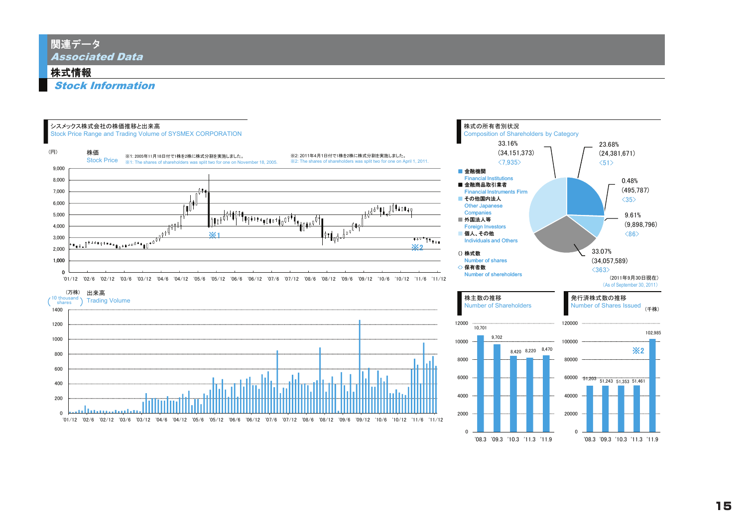# 関連データ
## *Associated Data*

## 株式情報
### *Stock Information*

### シスメックス株式会社の株価推移と出来高
Stock Price Range and Trading Volume of SYSMEX CORPORATION

株価 (円)
Stock Price

※1: 2005年11月18日付で1株を2株に株式分割を実施しました。
※1: The shares of shareholders was split two for one on November 18, 2005.

※2: 2011年4月1日付で1株を2株に株式分割を実施しました。
※2: The shares of shareholders was split two for one on April 1, 2011.

出来高 (万株 / 10 thousand shares)
Trading Volume

### 株式の所有者別状況
Composition of Shareholders by Category

| 区分 | 比率 | 株式数 | 保有者数 |
|---|---|---|---|
| 金融機関 Financial Institutions | 23.68% | (24,381,671) | 〈51〉 |
| 金融商品取引業者 Financial Instruments Firm | 0.48% | (495,787) | 〈35〉 |
| その他国内法人 Other Japanese Companies | 9.61% | (9,898,796) | 〈86〉 |
| 外国法人等 Foreign Investors | 33.07% | (34,057,589) | 〈363〉 |
| 個人、その他 Individuals and Others | 33.16% | (34,151,373) | 〈7,935〉 |

( ) 株式数 Number of shares
◇ 保有者数 Number of shereholders

(2011年9月30日現在)
(As of September 30, 2011)

### 株主数の推移
Number of Shareholders

| '08.3 | '09.3 | '10.3 | '11.3 | '11.9 |
|---|---|---|---|---|
| 10,701 | 9,702 | 8,420 | 8,220 | 8,470 |

### 発行済株式数の推移
Number of Shares Issued (千株)

| '08.3 | '09.3 | '10.3 | '11.3 | '11.9 |
|---|---|---|---|---|
| 51,203 | 51,243 | 51,353 | 51,461 | 102,985 ※2 |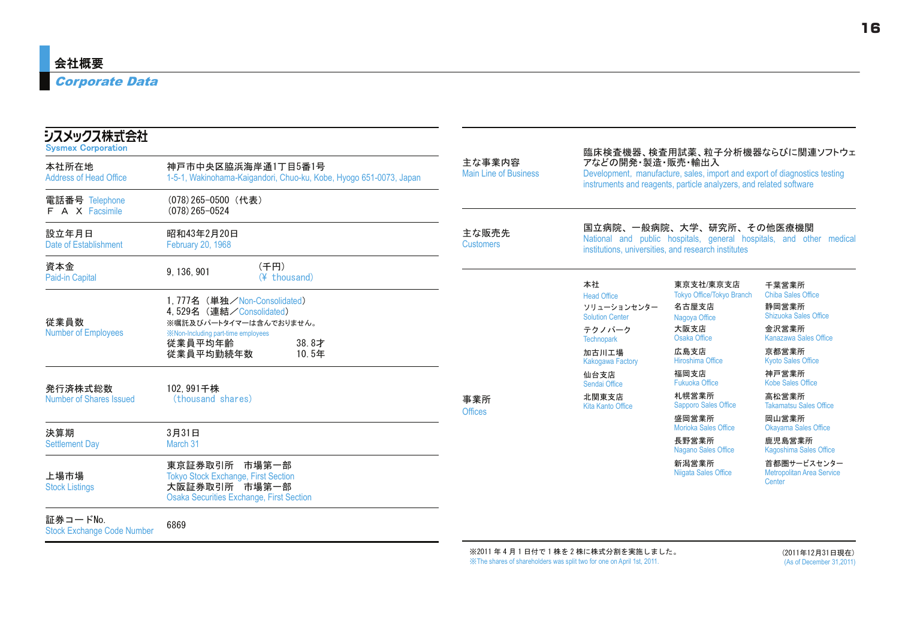# 会社概要
## *Corporate Data*

### シスメックス株式会社
Sysmex Corporation

| 項目 | 内容 |
|---|---|
| 本社所在地<br>Address of Head Office | 神戸市中央区脇浜海岸通1丁目5番1号<br>1-5-1, Wakinohama-Kaigandori, Chuo-ku, Kobe, Hyogo 651-0073, Japan |
| 電話番号 Telephone<br>F A X Facsimile | (078) 265–0500（代表）<br>(078) 265–0524 |
| 設立年月日<br>Date of Establishment | 昭和43年2月20日<br>February 20, 1968 |
| 資本金<br>Paid-in Capital | 9, 136, 901（千円）<br>(¥ thousand) |
| 従業員数<br>Number of Employees | 1, 777名（単独／Non-Consolidated）<br>4, 529名（連結／Consolidated）<br>※嘱託及びパートタイマーは含んでおりません。<br>※Non-Including part-time employees<br>従業員平均年齢 38. 8才<br>従業員平均勤続年数 10. 5年 |
| 発行済株式総数<br>Number of Shares Issued | 102, 991千株<br>(thousand shares) |
| 決算期<br>Settlement Day | 3月31日<br>March 31 |
| 上場市場<br>Stock Listings | 東京証券取引所　市場第一部<br>Tokyo Stock Exchange, First Section<br>大阪証券取引所　市場第一部<br>Osaka Securities Exchange, First Section |
| 証券コードNo.<br>Stock Exchange Code Number | 6869 |

| 項目 | 内容 |
|---|---|
| 主な事業内容<br>Main Line of Business | 臨床検査機器、検査用試薬、粒子分析機器ならびに関連ソフトウェアなどの開発・製造・販売・輸出入<br>Development, manufacture, sales, import and export of diagnostics testing instruments and reagents, particle analyzers, and related software |
| 主な販売先<br>Customers | 国立病院、一般病院、大学、研究所、その他医療機関<br>National and public hospitals, general hospitals, and other medical institutions, universities, and research institutes |

**事業所 Offices**

| | | |
|---|---|---|
| 本社<br>Head Office | 東京支社/東京支店<br>Tokyo Office/Tokyo Branch | 千葉営業所<br>Chiba Sales Office |
| ソリューションセンター<br>Solution Center | 名古屋支店<br>Nagoya Office | 静岡営業所<br>Shizuoka Sales Office |
| テクノパーク<br>Technopark | 大阪支店<br>Osaka Office | 金沢営業所<br>Kanazawa Sales Office |
| 加古川工場<br>Kakogawa Factory | 広島支店<br>Hiroshima Office | 京都営業所<br>Kyoto Sales Office |
| 仙台支店<br>Sendai Office | 福岡支店<br>Fukuoka Office | 神戸営業所<br>Kobe Sales Office |
| 北関東支店<br>Kita Kanto Office | 札幌営業所<br>Sapporo Sales Office | 高松営業所<br>Takamatsu Sales Office |
| | 盛岡営業所<br>Morioka Sales Office | 岡山営業所<br>Okayama Sales Office |
| | 長野営業所<br>Nagano Sales Office | 鹿児島営業所<br>Kagoshima Sales Office |
| | 新潟営業所<br>Niigata Sales Office | 首都圏サービスセンター<br>Metropolitan Area Service Center |

※2011 年 4 月 1 日付で 1 株を 2 株に株式分割を実施しました。
※The shares of shareholders was split two for one on April 1st, 2011.

（2011年12月31日現在）
(As of December 31,2011)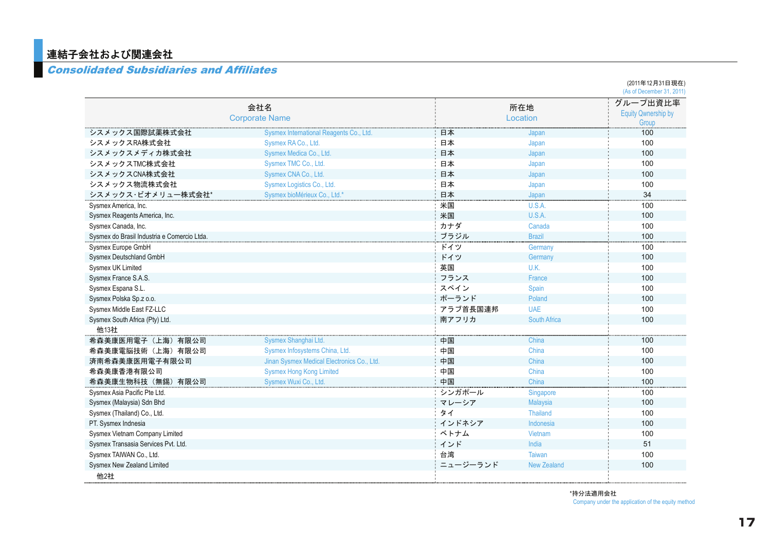# 連結子会社および関連会社

## Consolidated Subsidiaries and Affiliates

(2011年12月31日現在)
(As of December 31, 2011)

| 会社名 | Corporate Name | 所在地 | Location | グループ出資比率 Equity Qwnership by Group |
|---|---|---|---|---|
| シスメックス国際試薬株式会社 | Sysmex International Reagents Co., Ltd. | 日本 | Japan | 100 |
| シスメックスRA株式会社 | Sysmex RA Co., Ltd. | 日本 | Japan | 100 |
| シスメックスメディカ株式会社 | Sysmex Medica Co., Ltd. | 日本 | Japan | 100 |
| シスメックスTMC株式会社 | Sysmex TMC Co., Ltd. | 日本 | Japan | 100 |
| シスメックスCNA株式会社 | Sysmex CNA Co., Ltd. | 日本 | Japan | 100 |
| シスメックス物流株式会社 | Sysmex Logistics Co., Ltd. | 日本 | Japan | 100 |
| シスメックス･ビオメリュー株式会社* | Sysmex bioMérieux Co., Ltd.* | 日本 | Japan | 34 |
| Sysmex America, Inc. | | 米国 | U.S.A. | 100 |
| Sysmex Reagents America, Inc. | | 米国 | U.S.A. | 100 |
| Sysmex Canada, Inc. | | カナダ | Canada | 100 |
| Sysmex do Brasil Industria e Comercio Ltda. | | ブラジル | Brazil | 100 |
| Sysmex Europe GmbH | | ドイツ | Germany | 100 |
| Sysmex Deutschland GmbH | | ドイツ | Germany | 100 |
| Sysmex UK Limited | | 英国 | U.K. | 100 |
| Sysmex France S.A.S. | | フランス | France | 100 |
| Sysmex Espana S.L. | | スペイン | Spain | 100 |
| Sysmex Polska Sp.z o.o. | | ポーランド | Poland | 100 |
| Sysmex Middle East FZ-LLC | | アラブ首長国連邦 | UAE | 100 |
| Sysmex South Africa (Pty) Ltd. | | 南アフリカ | South Africa | 100 |
| 他13社 | | | | |
| 希森美康医用電子（上海）有限公司 | Sysmex Shanghai Ltd. | 中国 | China | 100 |
| 希森美康電脳技術（上海）有限公司 | Sysmex Infosystems China, Ltd. | 中国 | China | 100 |
| 済南希森美康医用電子有限公司 | Jinan Sysmex Medical Electronics Co., Ltd. | 中国 | China | 100 |
| 希森美康香港有限公司 | Sysmex Hong Kong Limited | 中国 | China | 100 |
| 希森美康生物科技（無錫）有限公司 | Sysmex Wuxi Co., Ltd. | 中国 | China | 100 |
| Sysmex Asia Pacific Pte Ltd. | | シンガポール | Singapore | 100 |
| Sysmex (Malaysia) Sdn Bhd | | マレーシア | Malaysia | 100 |
| Sysmex (Thailand) Co., Ltd. | | タイ | Thailand | 100 |
| PT. Sysmex Indnesia | | インドネシア | Indonesia | 100 |
| Sysmex Vietnam Company Limited | | ベトナム | Vietnam | 100 |
| Sysmex Transasia Services Pvt. Ltd. | | インド | India | 51 |
| Sysmex TAIWAN Co., Ltd. | | 台湾 | Taiwan | 100 |
| Sysmex New Zealand Limited | | ニュージーランド | New Zealand | 100 |
| 他2社 | | | | |

*持分法適用会社
Company under the application of the equity method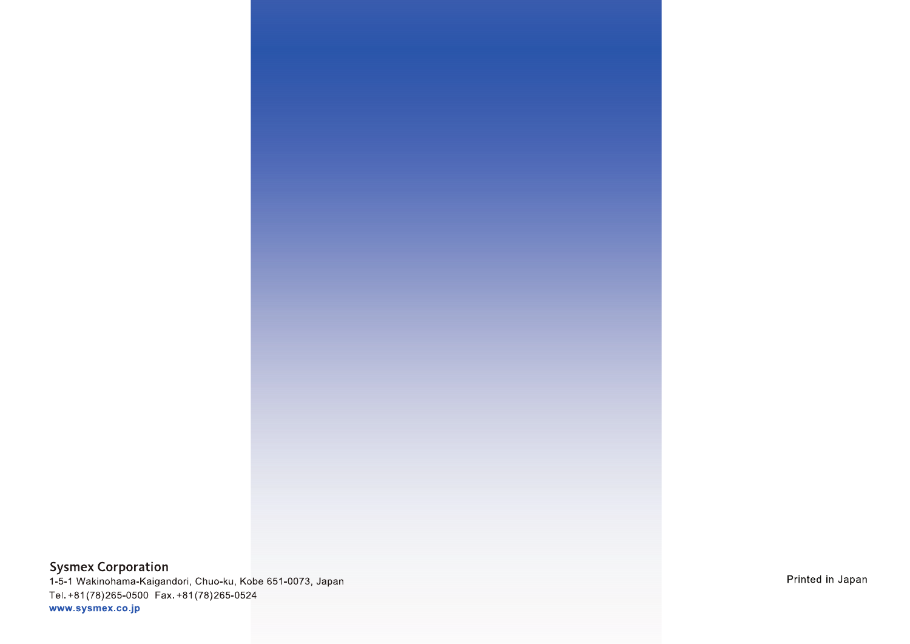**Sysmex Corporation**

1-5-1 Wakinohama-Kaigandori, Chuo-ku, Kobe 651-0073, Japan

Tel. +81(78)265-0500 Fax. +81(78)265-0524

www.sysmex.co.jp

Printed in Japan